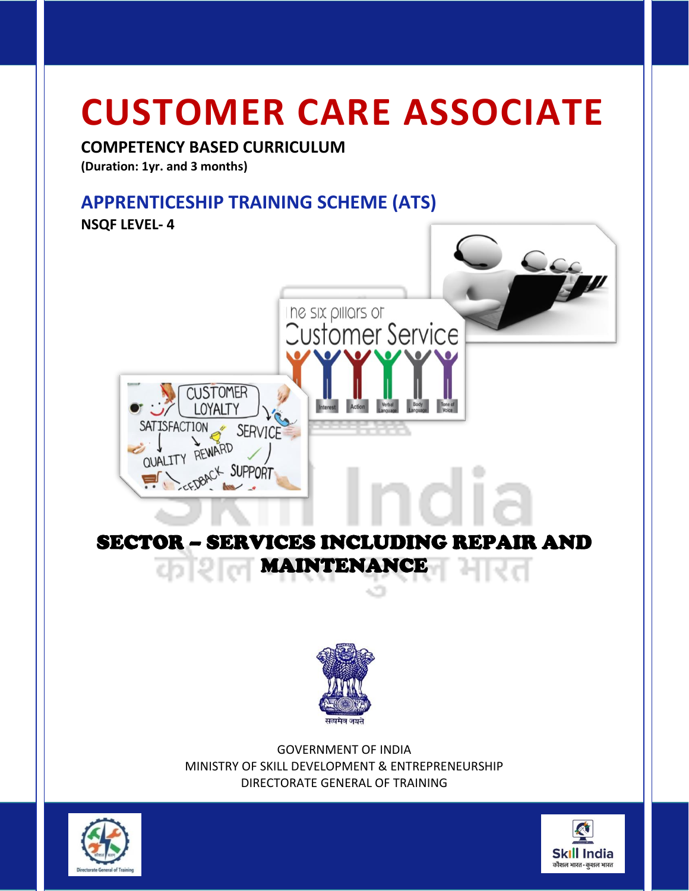# CUSTOMER CARE ASSOCIATE

**COMPETENCY BASED CURRICULUM**

**(Duration: 1yr. and 3 months)**

## APPRENTICESHIP TRAINING SCHEME (ATS)

**NSQF LEVEL- 4**

## SECTOR – SERVICES INCLUDING REPAIR AND MAINTENANCE

GOVERNMENT OF INDIA

MINISTRY OF SKILL DEVELOPMENT & ENTREPRENEURSHIP

DIRECTORATE GENERAL OF TRAINING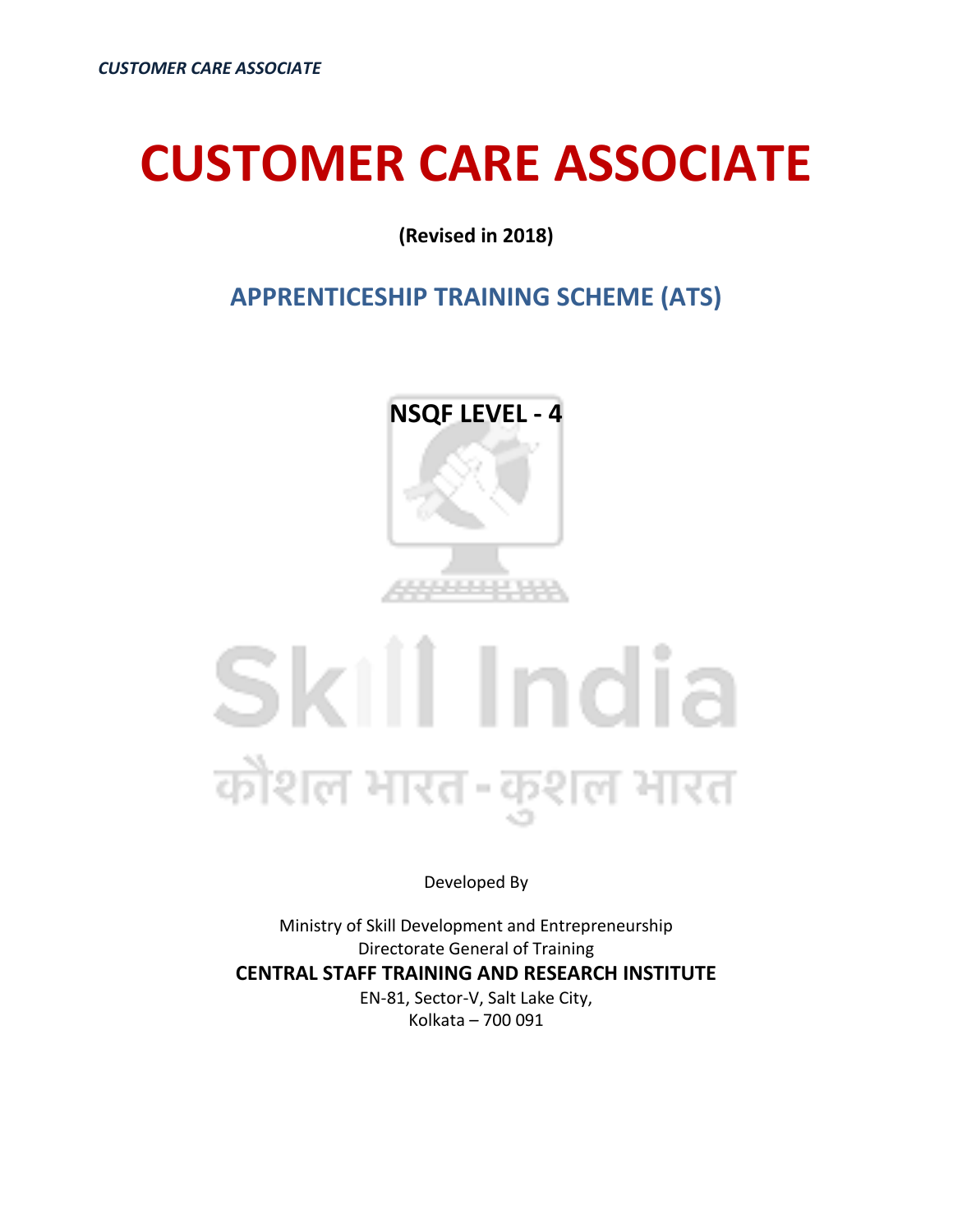# CUSTOMER CARE ASSOCIATE

**(Revised in 2018)**

## APPRENTICESHIP TRAINING SCHEME (ATS)

**NSQF LEVEL - 4**

Skill India

कौशल भारत - कुशल भारत

Developed By

Ministry of Skill Development and Entrepreneurship
Directorate General of Training
**CENTRAL STAFF TRAINING AND RESEARCH INSTITUTE**
EN-81, Sector-V, Salt Lake City,
Kolkata – 700 091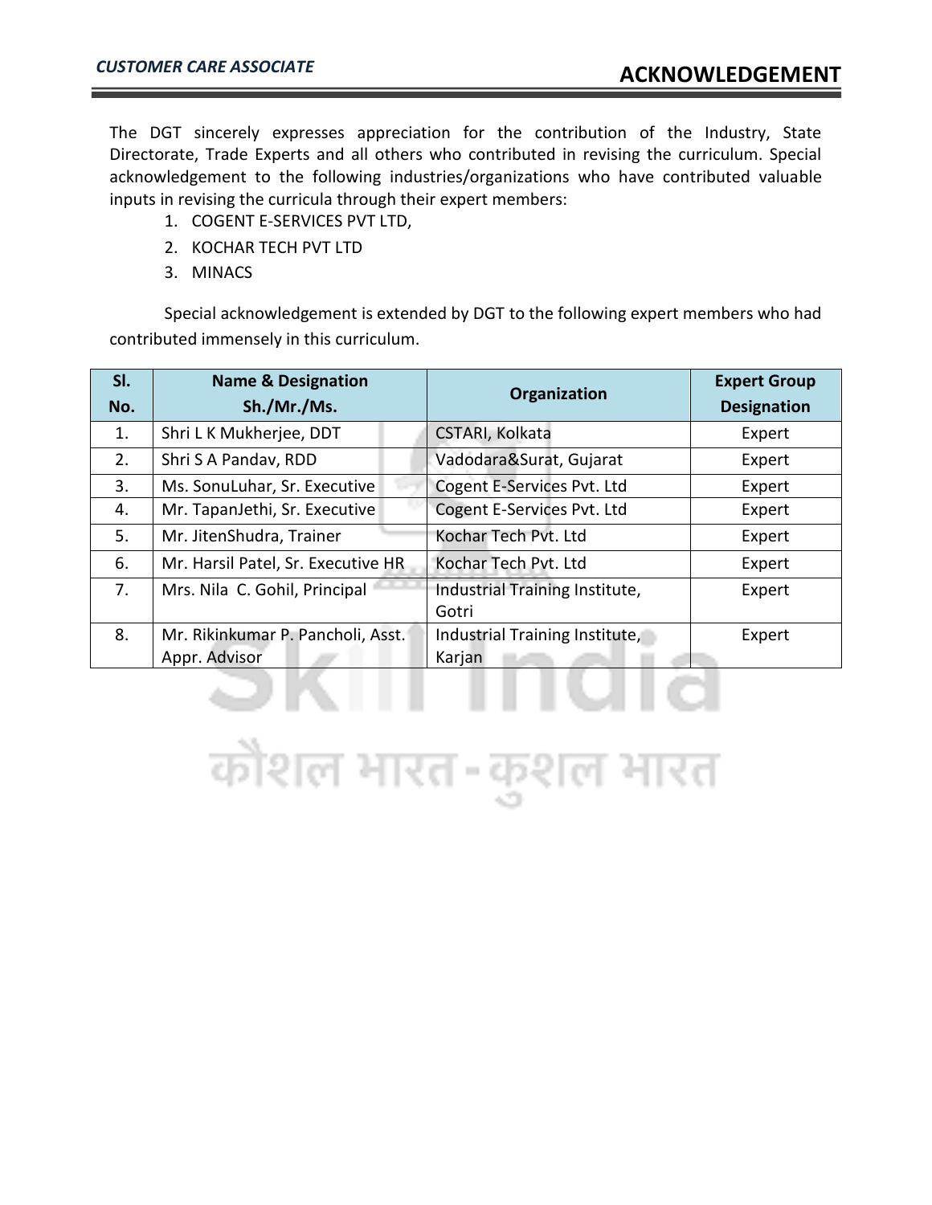# ACKNOWLEDGEMENT

The DGT sincerely expresses appreciation for the contribution of the Industry, State Directorate, Trade Experts and all others who contributed in revising the curriculum. Special acknowledgement to the following industries/organizations who have contributed valuable inputs in revising the curricula through their expert members:

1. COGENT E-SERVICES PVT LTD,
2. KOCHAR TECH PVT LTD
3. MINACS

Special acknowledgement is extended by DGT to the following expert members who had contributed immensely in this curriculum.

| Sl. No. | Name & Designation Sh./Mr./Ms. | Organization | Expert Group Designation |
|---|---|---|---|
| 1. | Shri L K Mukherjee, DDT | CSTARI, Kolkata | Expert |
| 2. | Shri S A Pandav, RDD | Vadodara&Surat, Gujarat | Expert |
| 3. | Ms. SonuLuhar, Sr. Executive | Cogent E-Services Pvt. Ltd | Expert |
| 4. | Mr. TapanJethi, Sr. Executive | Cogent E-Services Pvt. Ltd | Expert |
| 5. | Mr. JitenShudra, Trainer | Kochar Tech Pvt. Ltd | Expert |
| 6. | Mr. Harsil Patel, Sr. Executive HR | Kochar Tech Pvt. Ltd | Expert |
| 7. | Mrs. Nila C. Gohil, Principal | Industrial Training Institute, Gotri | Expert |
| 8. | Mr. Rikinkumar P. Pancholi, Asst. Appr. Advisor | Industrial Training Institute, Karjan | Expert |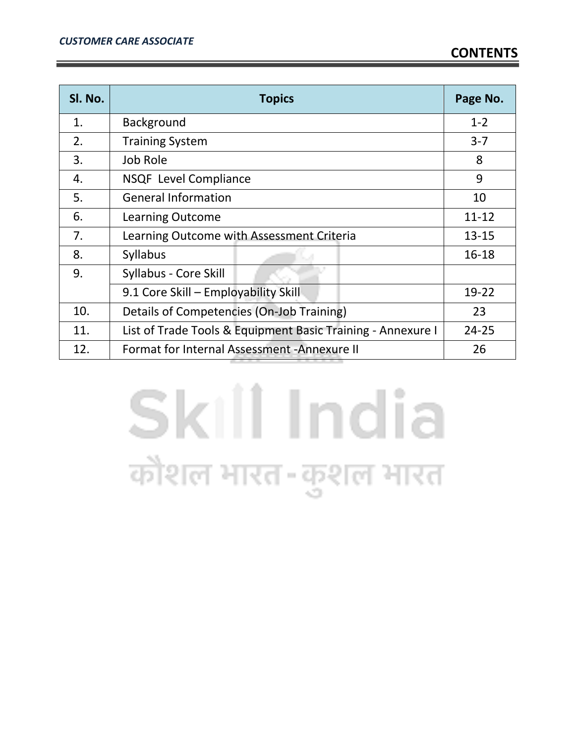# CONTENTS

| Sl. No. | Topics | Page No. |
|---|---|---|
| 1. | Background | 1-2 |
| 2. | Training System | 3-7 |
| 3. | Job Role | 8 |
| 4. | NSQF Level Compliance | 9 |
| 5. | General Information | 10 |
| 6. | Learning Outcome | 11-12 |
| 7. | Learning Outcome with Assessment Criteria | 13-15 |
| 8. | Syllabus | 16-18 |
| 9. | Syllabus - Core Skill | |
| | 9.1 Core Skill – Employability Skill | 19-22 |
| 10. | Details of Competencies (On-Job Training) | 23 |
| 11. | List of Trade Tools & Equipment Basic Training - Annexure I | 24-25 |
| 12. | Format for Internal Assessment -Annexure II | 26 |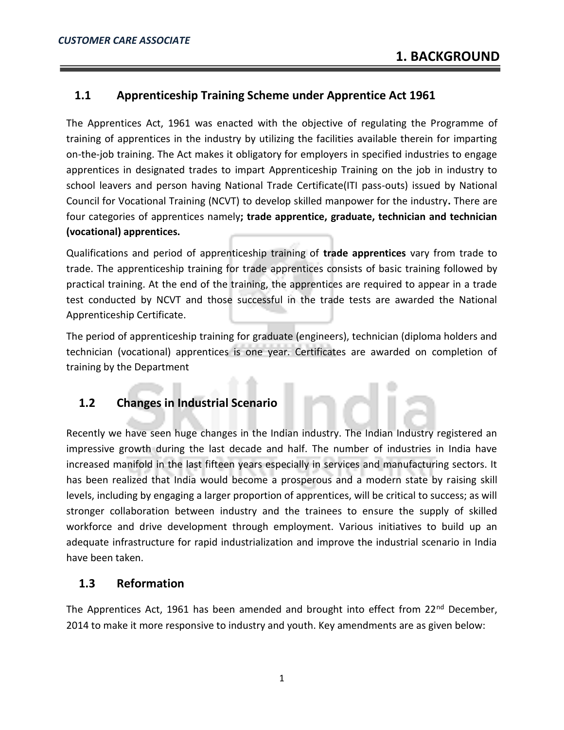# 1. BACKGROUND

## 1.1 Apprenticeship Training Scheme under Apprentice Act 1961

The Apprentices Act, 1961 was enacted with the objective of regulating the Programme of training of apprentices in the industry by utilizing the facilities available therein for imparting on-the-job training. The Act makes it obligatory for employers in specified industries to engage apprentices in designated trades to impart Apprenticeship Training on the job in industry to school leavers and person having National Trade Certificate(ITI pass-outs) issued by National Council for Vocational Training (NCVT) to develop skilled manpower for the industry**.** There are four categories of apprentices namely**; trade apprentice, graduate, technician and technician (vocational) apprentices.**

Qualifications and period of apprenticeship training of **trade apprentices** vary from trade to trade. The apprenticeship training for trade apprentices consists of basic training followed by practical training. At the end of the training, the apprentices are required to appear in a trade test conducted by NCVT and those successful in the trade tests are awarded the National Apprenticeship Certificate.

The period of apprenticeship training for graduate (engineers), technician (diploma holders and technician (vocational) apprentices is one year. Certificates are awarded on completion of training by the Department

## 1.2 Changes in Industrial Scenario

Recently we have seen huge changes in the Indian industry. The Indian Industry registered an impressive growth during the last decade and half. The number of industries in India have increased manifold in the last fifteen years especially in services and manufacturing sectors. It has been realized that India would become a prosperous and a modern state by raising skill levels, including by engaging a larger proportion of apprentices, will be critical to success; as will stronger collaboration between industry and the trainees to ensure the supply of skilled workforce and drive development through employment. Various initiatives to build up an adequate infrastructure for rapid industrialization and improve the industrial scenario in India have been taken.

## 1.3 Reformation

The Apprentices Act, 1961 has been amended and brought into effect from 22nd December, 2014 to make it more responsive to industry and youth. Key amendments are as given below: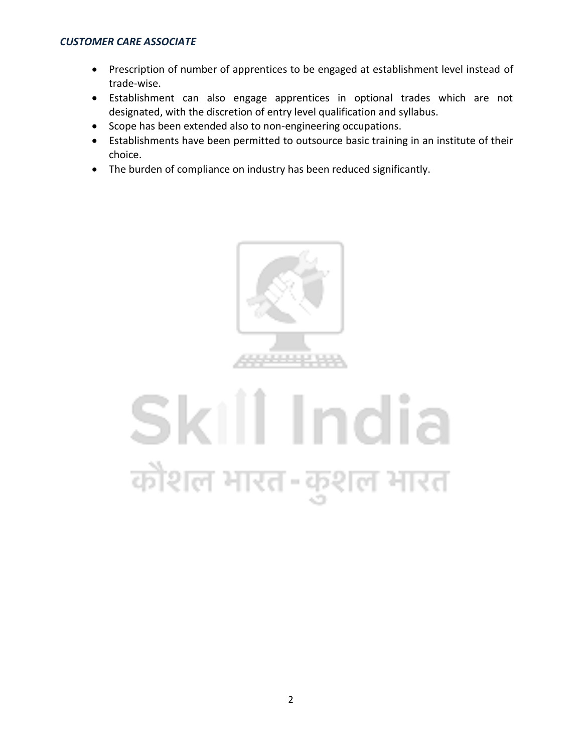- Prescription of number of apprentices to be engaged at establishment level instead of trade-wise.
- Establishment can also engage apprentices in optional trades which are not designated, with the discretion of entry level qualification and syllabus.
- Scope has been extended also to non-engineering occupations.
- Establishments have been permitted to outsource basic training in an institute of their choice.
- The burden of compliance on industry has been reduced significantly.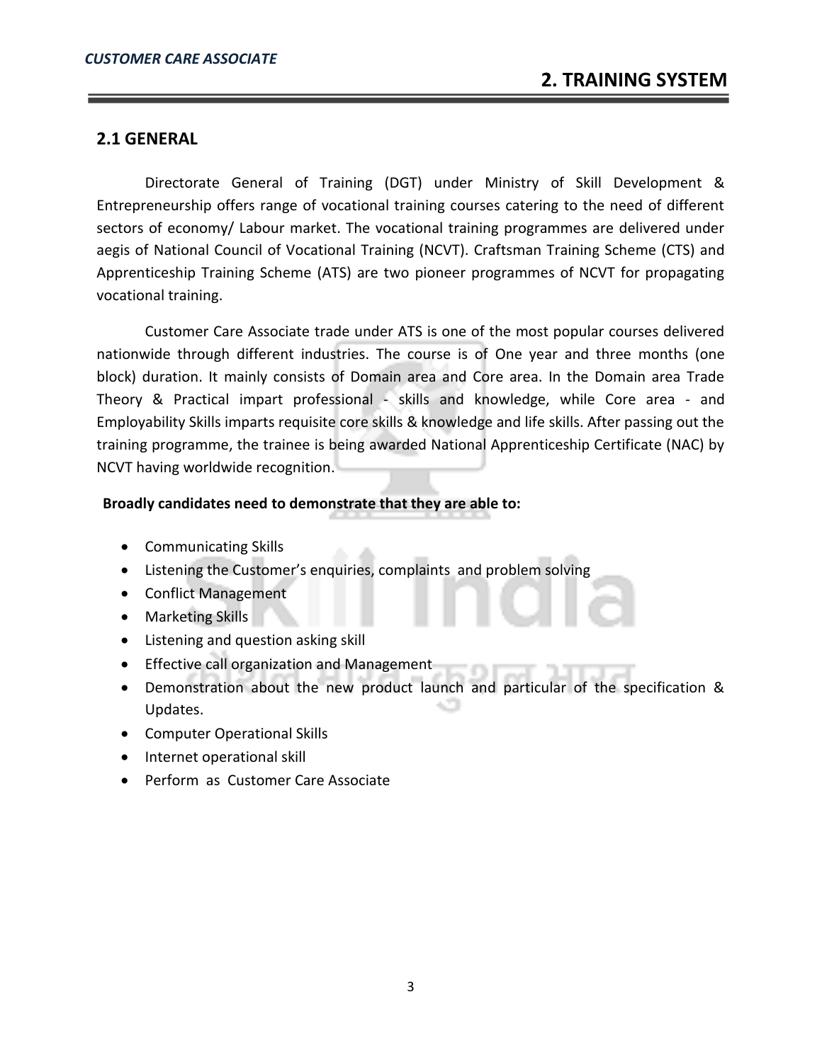# 2. TRAINING SYSTEM

## 2.1 GENERAL

Directorate General of Training (DGT) under Ministry of Skill Development & Entrepreneurship offers range of vocational training courses catering to the need of different sectors of economy/ Labour market. The vocational training programmes are delivered under aegis of National Council of Vocational Training (NCVT). Craftsman Training Scheme (CTS) and Apprenticeship Training Scheme (ATS) are two pioneer programmes of NCVT for propagating vocational training.

Customer Care Associate trade under ATS is one of the most popular courses delivered nationwide through different industries. The course is of One year and three months (one block) duration. It mainly consists of Domain area and Core area. In the Domain area Trade Theory & Practical impart professional - skills and knowledge, while Core area - and Employability Skills imparts requisite core skills & knowledge and life skills. After passing out the training programme, the trainee is being awarded National Apprenticeship Certificate (NAC) by NCVT having worldwide recognition.

**Broadly candidates need to demonstrate that they are able to:**

- Communicating Skills
- Listening the Customer's enquiries, complaints and problem solving
- Conflict Management
- Marketing Skills
- Listening and question asking skill
- Effective call organization and Management
- Demonstration about the new product launch and particular of the specification & Updates.
- Computer Operational Skills
- Internet operational skill
- Perform as Customer Care Associate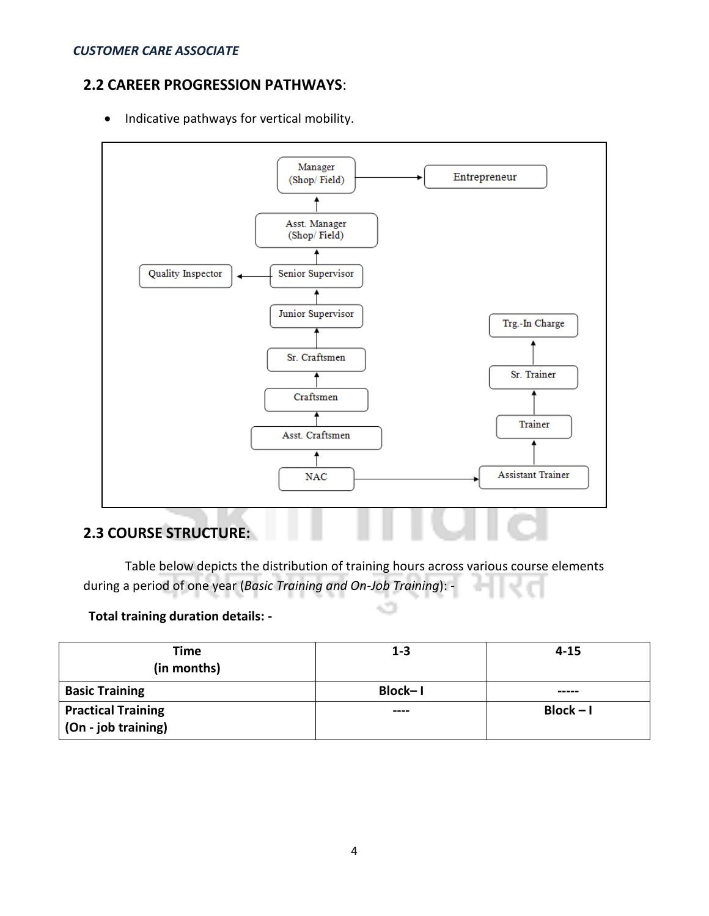## 2.2 CAREER PROGRESSION PATHWAYS:

- Indicative pathways for vertical mobility.

Manager (Shop/ Field) → Entrepreneur

Asst. Manager (Shop/ Field)

Quality Inspector ← Senior Supervisor

Junior Supervisor

Sr. Craftsmen

Craftsmen

Asst. Craftsmen

NAC → Assistant Trainer

Trainer

Sr. Trainer

Trg.-In Charge

## 2.3 COURSE STRUCTURE:

Table below depicts the distribution of training hours across various course elements during a period of one year (*Basic Training and On-Job Training*): -

**Total training duration details: -**

| Time (in months) | 1-3 | 4-15 |
|---|---|---|
| **Basic Training** | **Block– I** | **-----** |
| **Practical Training (On - job training)** | **----** | **Block – I** |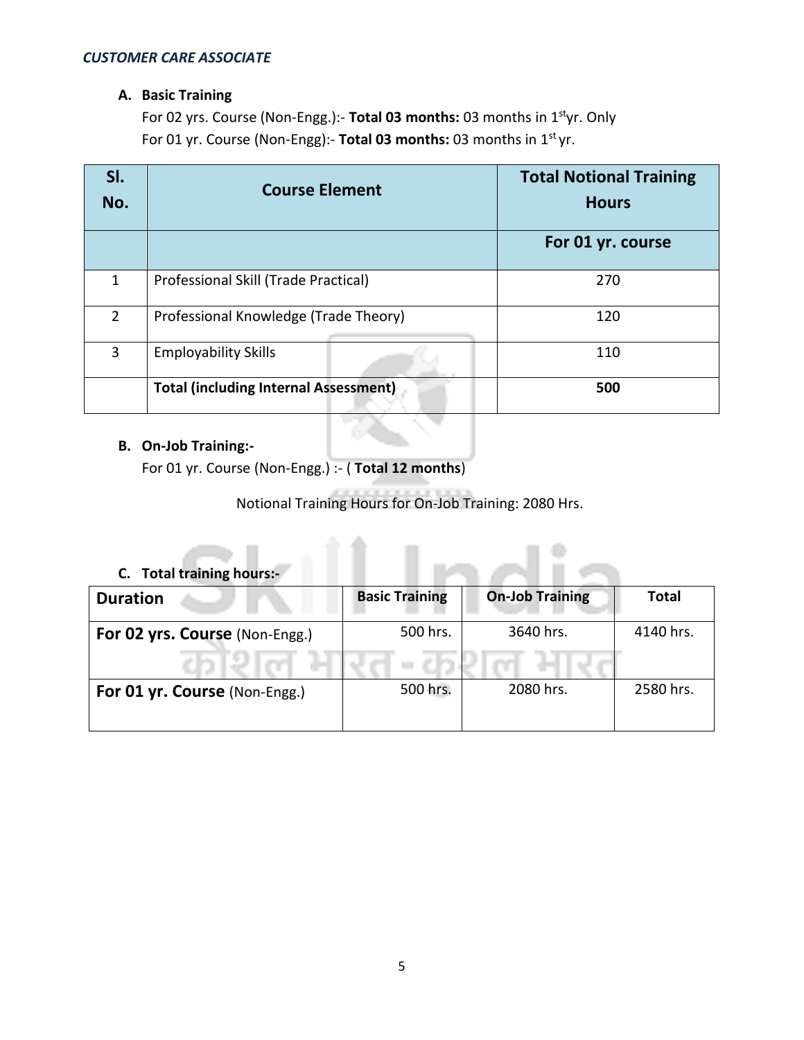**A. Basic Training**

For 02 yrs. Course (Non-Engg.):- **Total 03 months:** 03 months in 1st yr. Only
For 01 yr. Course (Non-Engg):- **Total 03 months:** 03 months in 1st yr.

| Sl. No. | Course Element | Total Notional Training Hours |
|---|---|---|
| | | **For 01 yr. course** |
| 1 | Professional Skill (Trade Practical) | 270 |
| 2 | Professional Knowledge (Trade Theory) | 120 |
| 3 | Employability Skills | 110 |
| | **Total (including Internal Assessment)** | **500** |

**B. On-Job Training:-**

For 01 yr. Course (Non-Engg.) :- ( **Total 12 months**)

Notional Training Hours for On-Job Training: 2080 Hrs.

**C. Total training hours:-**

| Duration | Basic Training | On-Job Training | Total |
|---|---|---|---|
| **For 02 yrs. Course** (Non-Engg.) | 500 hrs. | 3640 hrs. | 4140 hrs. |
| **For 01 yr. Course** (Non-Engg.) | 500 hrs. | 2080 hrs. | 2580 hrs. |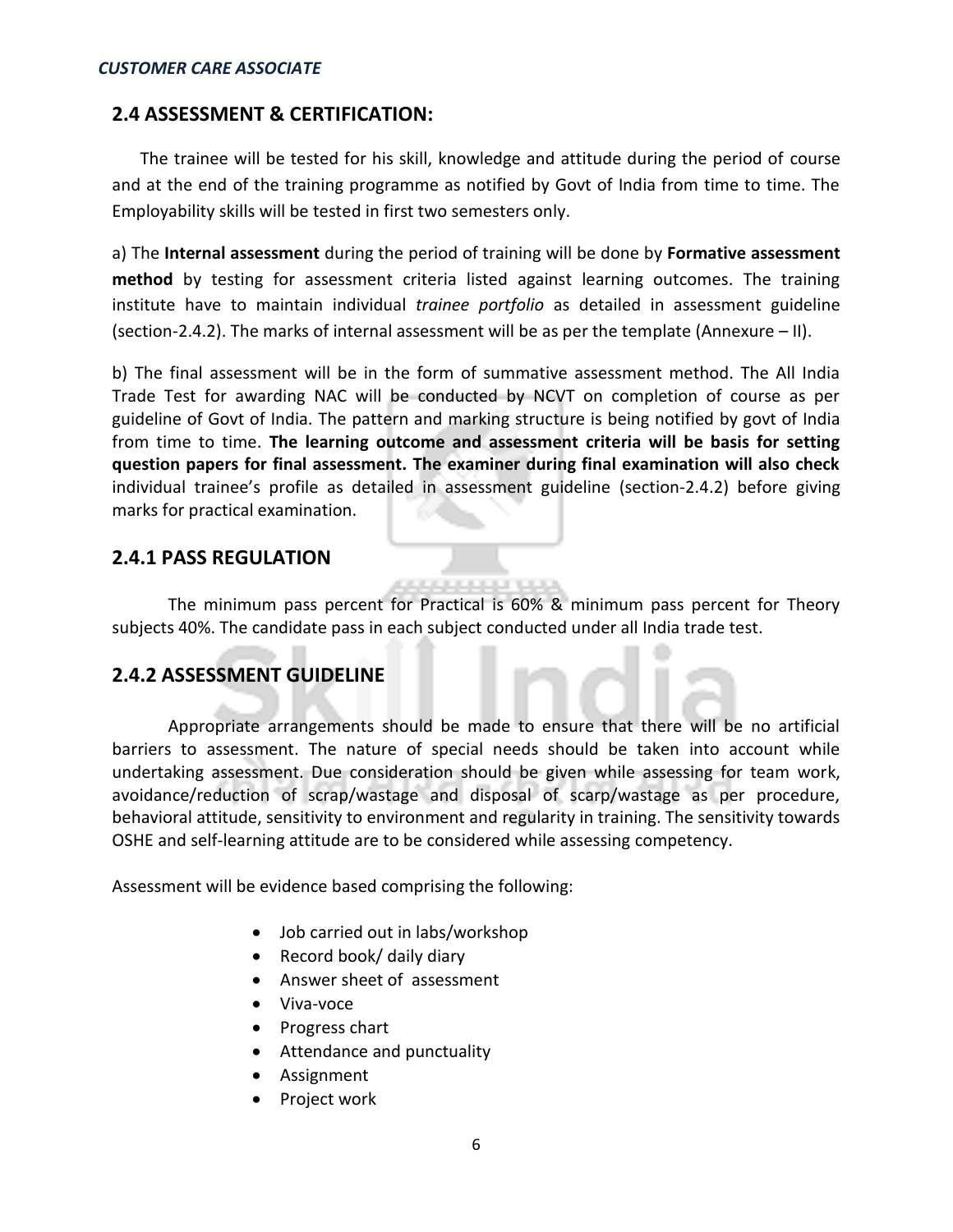## 2.4 ASSESSMENT & CERTIFICATION:

The trainee will be tested for his skill, knowledge and attitude during the period of course and at the end of the training programme as notified by Govt of India from time to time. The Employability skills will be tested in first two semesters only.

a) The **Internal assessment** during the period of training will be done by **Formative assessment method** by testing for assessment criteria listed against learning outcomes. The training institute have to maintain individual *trainee portfolio* as detailed in assessment guideline (section-2.4.2). The marks of internal assessment will be as per the template (Annexure – II).

b) The final assessment will be in the form of summative assessment method. The All India Trade Test for awarding NAC will be conducted by NCVT on completion of course as per guideline of Govt of India. The pattern and marking structure is being notified by govt of India from time to time. **The learning outcome and assessment criteria will be basis for setting question papers for final assessment. The examiner during final examination will also check** individual trainee's profile as detailed in assessment guideline (section-2.4.2) before giving marks for practical examination.

## 2.4.1 PASS REGULATION

The minimum pass percent for Practical is 60% & minimum pass percent for Theory subjects 40%. The candidate pass in each subject conducted under all India trade test.

## 2.4.2 ASSESSMENT GUIDELINE

Appropriate arrangements should be made to ensure that there will be no artificial barriers to assessment. The nature of special needs should be taken into account while undertaking assessment. Due consideration should be given while assessing for team work, avoidance/reduction of scrap/wastage and disposal of scarp/wastage as per procedure, behavioral attitude, sensitivity to environment and regularity in training. The sensitivity towards OSHE and self-learning attitude are to be considered while assessing competency.

Assessment will be evidence based comprising the following:

- Job carried out in labs/workshop
- Record book/ daily diary
- Answer sheet of assessment
- Viva-voce
- Progress chart
- Attendance and punctuality
- Assignment
- Project work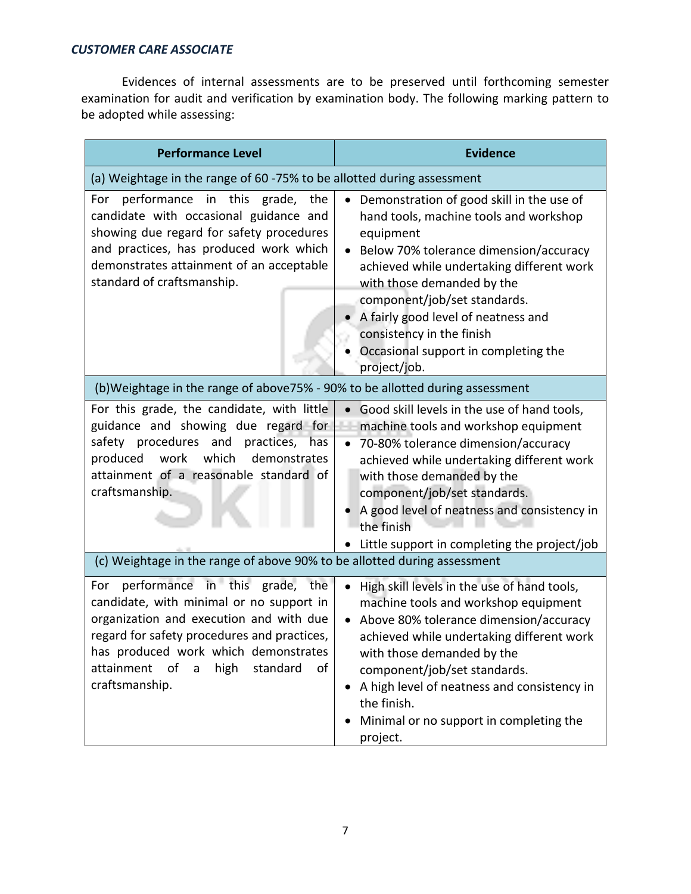Evidences of internal assessments are to be preserved until forthcoming semester examination for audit and verification by examination body. The following marking pattern to be adopted while assessing:

| Performance Level | Evidence |
|---|---|
| (a) Weightage in the range of 60 -75% to be allotted during assessment | |
| For performance in this grade, the candidate with occasional guidance and showing due regard for safety procedures and practices, has produced work which demonstrates attainment of an acceptable standard of craftsmanship. | • Demonstration of good skill in the use of hand tools, machine tools and workshop equipment<br>• Below 70% tolerance dimension/accuracy achieved while undertaking different work with those demanded by the component/job/set standards.<br>• A fairly good level of neatness and consistency in the finish<br>• Occasional support in completing the project/job. |
| (b)Weightage in the range of above75% - 90% to be allotted during assessment | |
| For this grade, the candidate, with little guidance and showing due regard for safety procedures and practices, has produced work which demonstrates attainment of a reasonable standard of craftsmanship. | • Good skill levels in the use of hand tools, machine tools and workshop equipment<br>• 70-80% tolerance dimension/accuracy achieved while undertaking different work with those demanded by the component/job/set standards.<br>• A good level of neatness and consistency in the finish<br>• Little support in completing the project/job |
| (c) Weightage in the range of above 90% to be allotted during assessment | |
| For performance in this grade, the candidate, with minimal or no support in organization and execution and with due regard for safety procedures and practices, has produced work which demonstrates attainment of a high standard of craftsmanship. | • High skill levels in the use of hand tools, machine tools and workshop equipment<br>• Above 80% tolerance dimension/accuracy achieved while undertaking different work with those demanded by the component/job/set standards.<br>• A high level of neatness and consistency in the finish.<br>• Minimal or no support in completing the project. |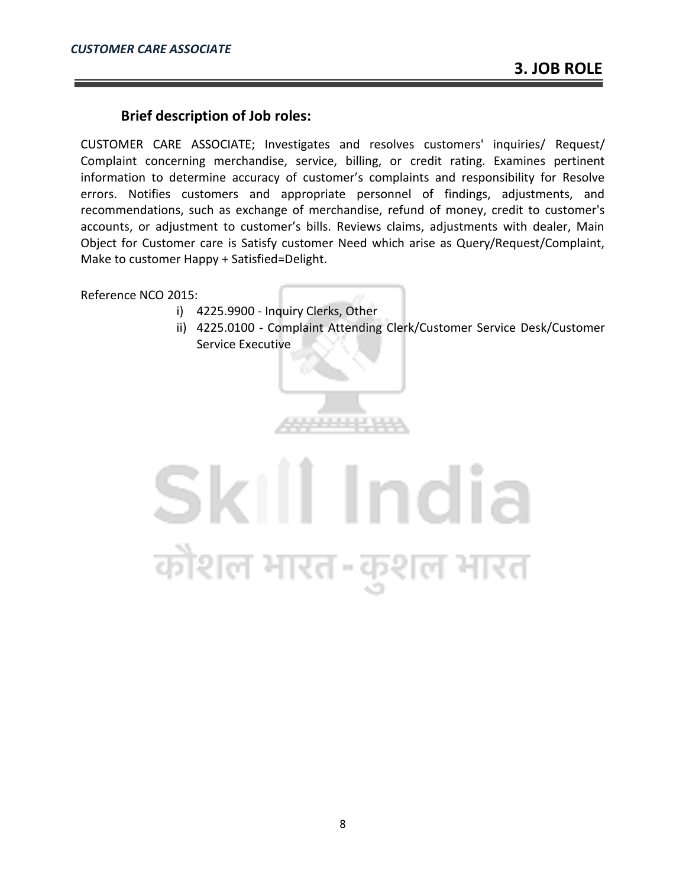# 3. JOB ROLE

## Brief description of Job roles:

CUSTOMER CARE ASSOCIATE; Investigates and resolves customers' inquiries/ Request/ Complaint concerning merchandise, service, billing, or credit rating. Examines pertinent information to determine accuracy of customer's complaints and responsibility for Resolve errors. Notifies customers and appropriate personnel of findings, adjustments, and recommendations, such as exchange of merchandise, refund of money, credit to customer's accounts, or adjustment to customer's bills. Reviews claims, adjustments with dealer, Main Object for Customer care is Satisfy customer Need which arise as Query/Request/Complaint, Make to customer Happy + Satisfied=Delight.

Reference NCO 2015:

i) 4225.9900 - Inquiry Clerks, Other
ii) 4225.0100 - Complaint Attending Clerk/Customer Service Desk/Customer Service Executive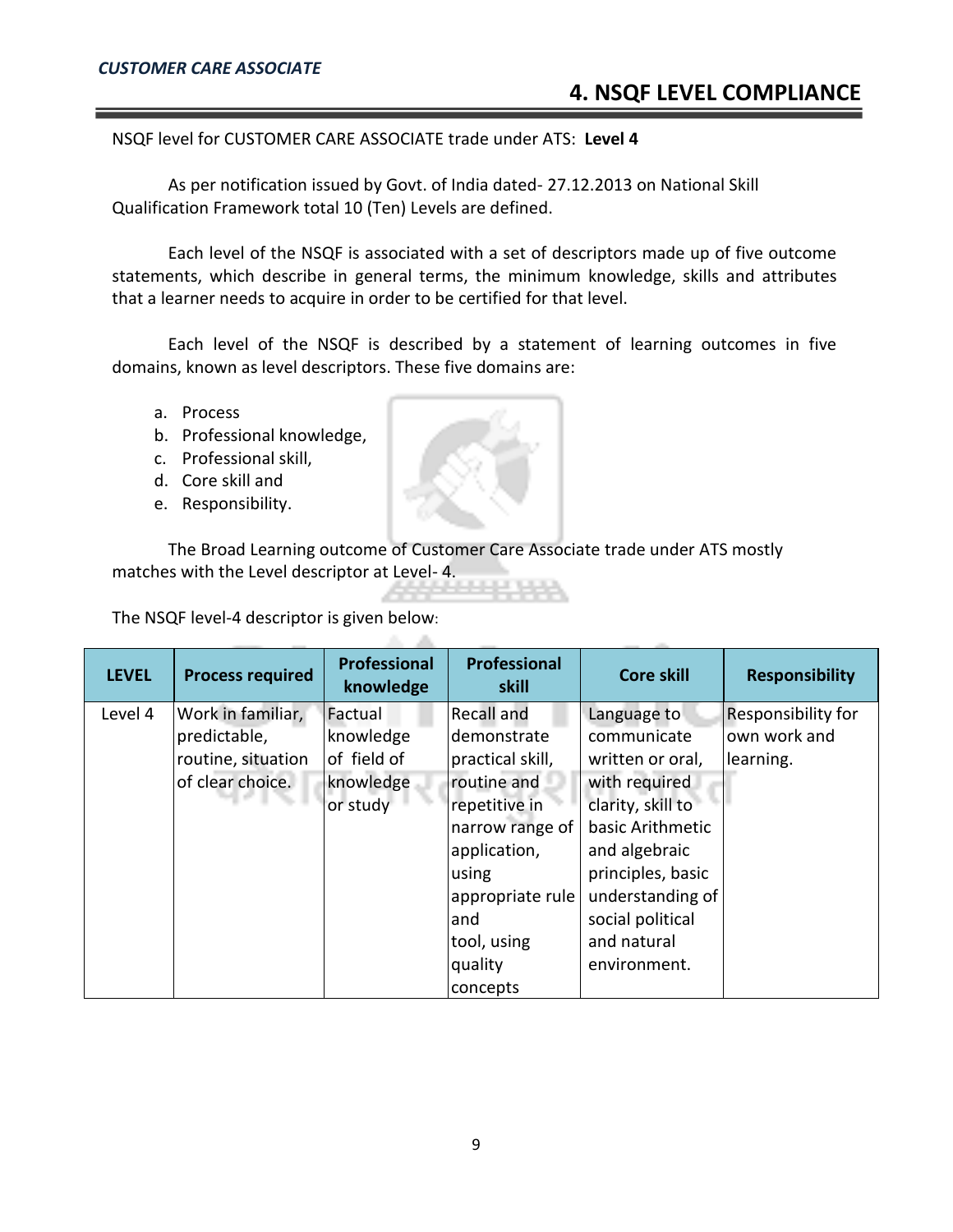# 4. NSQF LEVEL COMPLIANCE

NSQF level for CUSTOMER CARE ASSOCIATE trade under ATS: **Level 4**

As per notification issued by Govt. of India dated- 27.12.2013 on National Skill Qualification Framework total 10 (Ten) Levels are defined.

Each level of the NSQF is associated with a set of descriptors made up of five outcome statements, which describe in general terms, the minimum knowledge, skills and attributes that a learner needs to acquire in order to be certified for that level.

Each level of the NSQF is described by a statement of learning outcomes in five domains, known as level descriptors. These five domains are:

a. Process
b. Professional knowledge,
c. Professional skill,
d. Core skill and
e. Responsibility.

The Broad Learning outcome of Customer Care Associate trade under ATS mostly matches with the Level descriptor at Level- 4.

The NSQF level-4 descriptor is given below:

| LEVEL | Process required | Professional knowledge | Professional skill | Core skill | Responsibility |
|---|---|---|---|---|---|
| Level 4 | Work in familiar, predictable, routine, situation of clear choice. | Factual knowledge of field of knowledge or study | Recall and demonstrate practical skill, routine and repetitive in narrow range of application, using appropriate rule and tool, using quality concepts | Language to communicate written or oral, with required clarity, skill to basic Arithmetic and algebraic principles, basic understanding of social political and natural environment. | Responsibility for own work and learning. |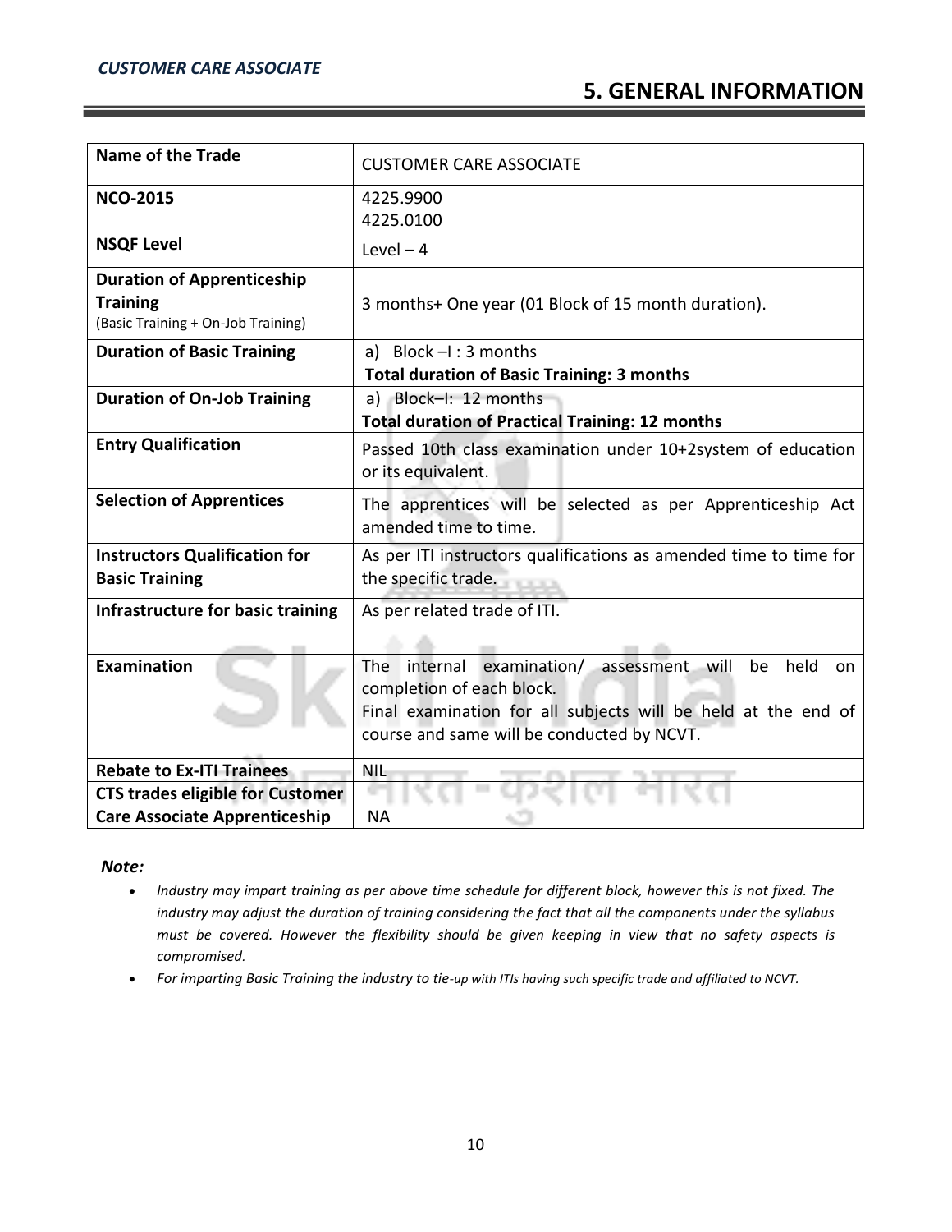# 5. GENERAL INFORMATION

| Name of the Trade | CUSTOMER CARE ASSOCIATE |
|---|---|
| **NCO-2015** | 4225.9900<br>4225.0100 |
| **NSQF Level** | Level – 4 |
| **Duration of Apprenticeship Training** (Basic Training + On-Job Training) | 3 months+ One year (01 Block of 15 month duration). |
| **Duration of Basic Training** | a) Block –I : 3 months<br>**Total duration of Basic Training: 3 months** |
| **Duration of On-Job Training** | a) Block–I: 12 months<br>**Total duration of Practical Training: 12 months** |
| **Entry Qualification** | Passed 10th class examination under 10+2system of education or its equivalent. |
| **Selection of Apprentices** | The apprentices will be selected as per Apprenticeship Act amended time to time. |
| **Instructors Qualification for Basic Training** | As per ITI instructors qualifications as amended time to time for the specific trade. |
| **Infrastructure for basic training** | As per related trade of ITI. |
| **Examination** | The internal examination/ assessment will be held on completion of each block.<br>Final examination for all subjects will be held at the end of course and same will be conducted by NCVT. |
| **Rebate to Ex-ITI Trainees** | NIL |
| **CTS trades eligible for Customer Care Associate Apprenticeship** | NA |

***Note:***

- *Industry may impart training as per above time schedule for different block, however this is not fixed. The industry may adjust the duration of training considering the fact that all the components under the syllabus must be covered. However the flexibility should be given keeping in view that no safety aspects is compromised.*
- *For imparting Basic Training the industry to tie-up with ITIs having such specific trade and affiliated to NCVT.*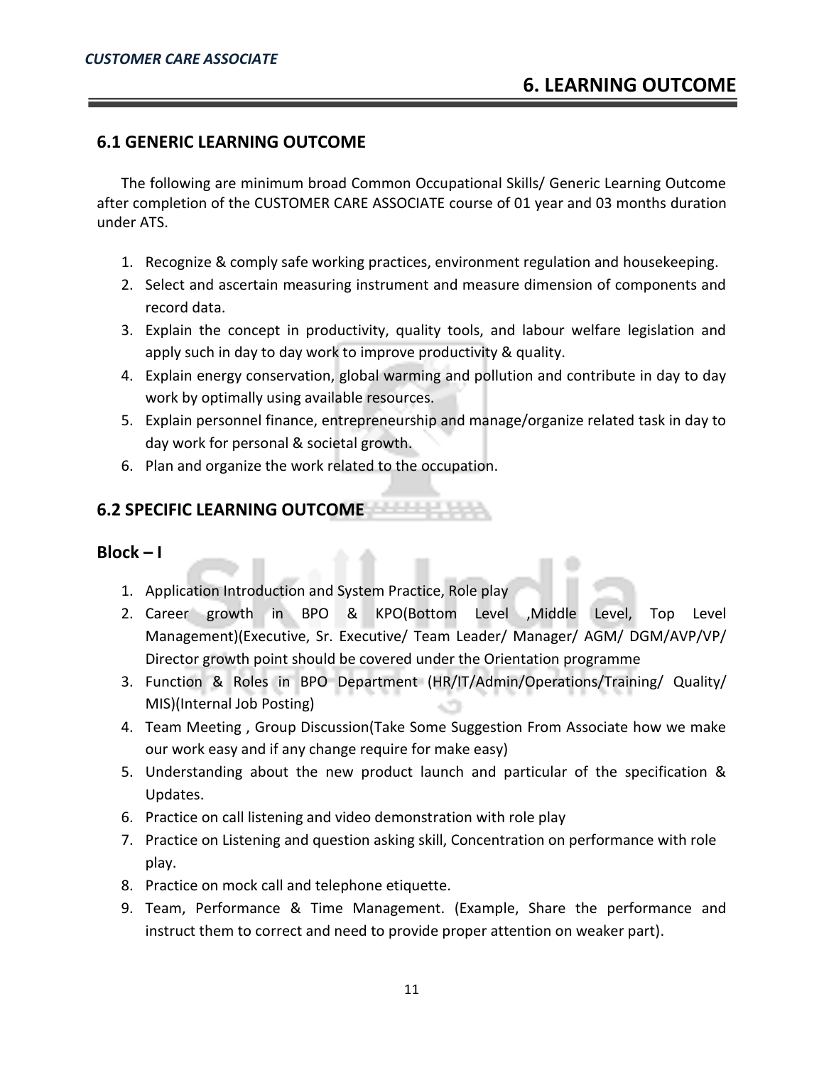# 6. LEARNING OUTCOME

## 6.1 GENERIC LEARNING OUTCOME

The following are minimum broad Common Occupational Skills/ Generic Learning Outcome after completion of the CUSTOMER CARE ASSOCIATE course of 01 year and 03 months duration under ATS.

1. Recognize & comply safe working practices, environment regulation and housekeeping.
2. Select and ascertain measuring instrument and measure dimension of components and record data.
3. Explain the concept in productivity, quality tools, and labour welfare legislation and apply such in day to day work to improve productivity & quality.
4. Explain energy conservation, global warming and pollution and contribute in day to day work by optimally using available resources.
5. Explain personnel finance, entrepreneurship and manage/organize related task in day to day work for personal & societal growth.
6. Plan and organize the work related to the occupation.

## 6.2 SPECIFIC LEARNING OUTCOME

### Block – I

1. Application Introduction and System Practice, Role play
2. Career growth in BPO & KPO(Bottom Level ,Middle Level, Top Level Management)(Executive, Sr. Executive/ Team Leader/ Manager/ AGM/ DGM/AVP/VP/ Director growth point should be covered under the Orientation programme
3. Function & Roles in BPO Department (HR/IT/Admin/Operations/Training/ Quality/ MIS)(Internal Job Posting)
4. Team Meeting , Group Discussion(Take Some Suggestion From Associate how we make our work easy and if any change require for make easy)
5. Understanding about the new product launch and particular of the specification & Updates.
6. Practice on call listening and video demonstration with role play
7. Practice on Listening and question asking skill, Concentration on performance with role play.
8. Practice on mock call and telephone etiquette.
9. Team, Performance & Time Management. (Example, Share the performance and instruct them to correct and need to provide proper attention on weaker part).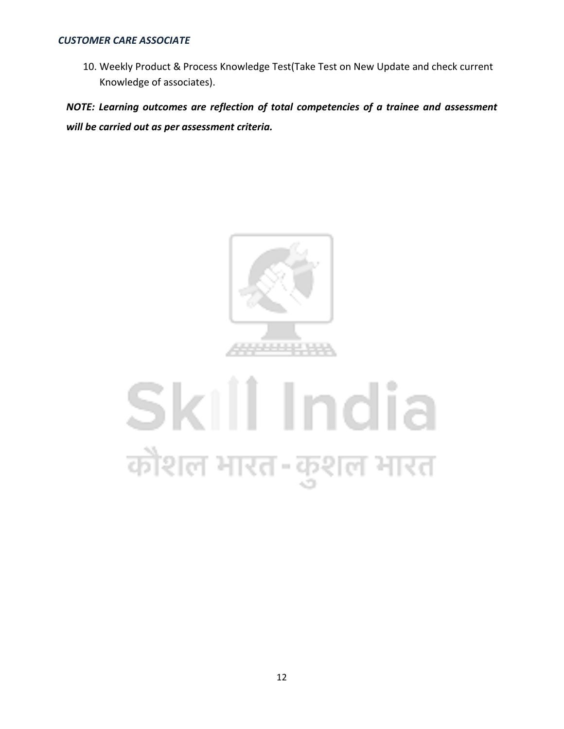10. Weekly Product & Process Knowledge Test(Take Test on New Update and check current Knowledge of associates).

***NOTE: Learning outcomes are reflection of total competencies of a trainee and assessment will be carried out as per assessment criteria.***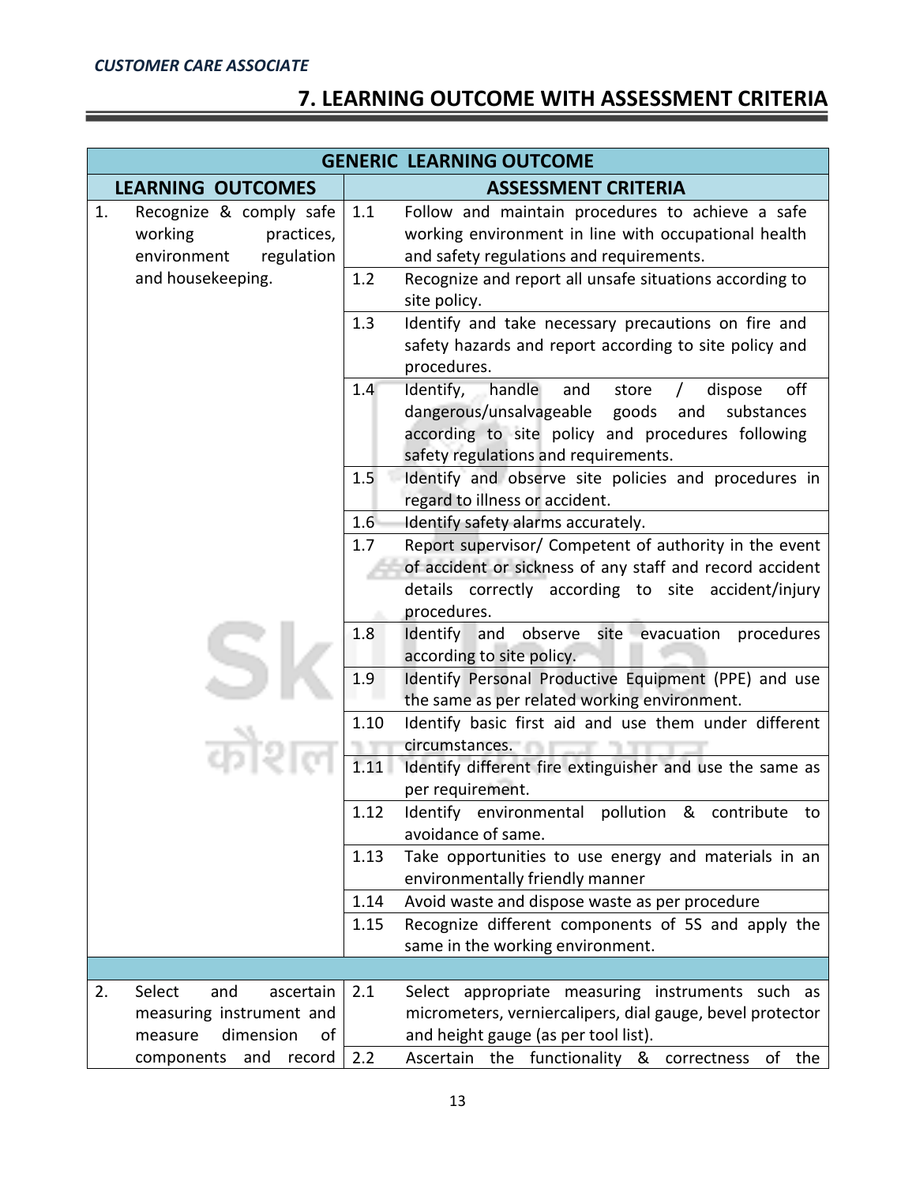## 7. LEARNING OUTCOME WITH ASSESSMENT CRITERIA

| GENERIC LEARNING OUTCOME | | |
|---|---|---|
| **LEARNING OUTCOMES** | **ASSESSMENT CRITERIA** | |
| 1. Recognize & comply safe working practices, environment regulation and housekeeping. | 1.1 | Follow and maintain procedures to achieve a safe working environment in line with occupational health and safety regulations and requirements. |
| | 1.2 | Recognize and report all unsafe situations according to site policy. |
| | 1.3 | Identify and take necessary precautions on fire and safety hazards and report according to site policy and procedures. |
| | 1.4 | Identify, handle and store / dispose off dangerous/unsalvageable goods and substances according to site policy and procedures following safety regulations and requirements. |
| | 1.5 | Identify and observe site policies and procedures in regard to illness or accident. |
| | 1.6 | Identify safety alarms accurately. |
| | 1.7 | Report supervisor/ Competent of authority in the event of accident or sickness of any staff and record accident details correctly according to site accident/injury procedures. |
| | 1.8 | Identify and observe site evacuation procedures according to site policy. |
| | 1.9 | Identify Personal Productive Equipment (PPE) and use the same as per related working environment. |
| | 1.10 | Identify basic first aid and use them under different circumstances. |
| | 1.11 | Identify different fire extinguisher and use the same as per requirement. |
| | 1.12 | Identify environmental pollution & contribute to avoidance of same. |
| | 1.13 | Take opportunities to use energy and materials in an environmentally friendly manner |
| | 1.14 | Avoid waste and dispose waste as per procedure |
| | 1.15 | Recognize different components of 5S and apply the same in the working environment. |
| | | |
| 2. Select and ascertain measuring instrument and measure dimension of components and record | 2.1 | Select appropriate measuring instruments such as micrometers, verniercalipers, dial gauge, bevel protector and height gauge (as per tool list). |
| | 2.2 | Ascertain the functionality & correctness of the |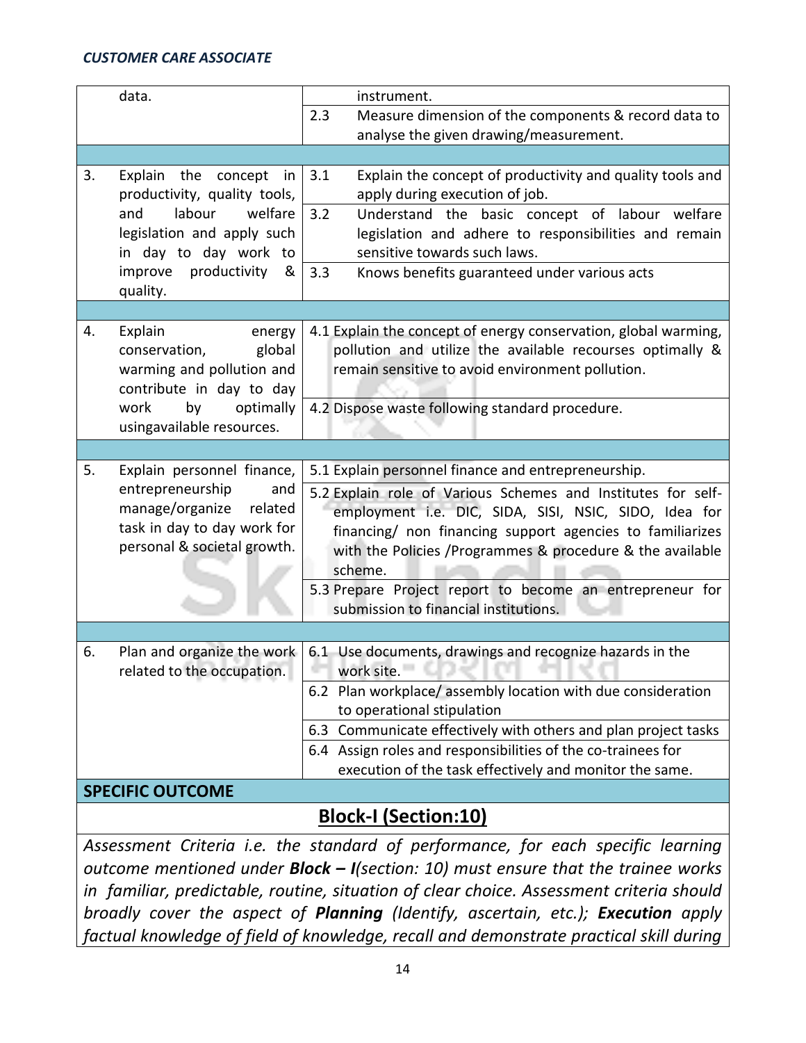| | | |
|---|---|---|
| | data. | instrument. |
| | | 2.3 Measure dimension of the components & record data to analyse the given drawing/measurement. |
| | | |
| 3. | Explain the concept in productivity, quality tools, and labour welfare legislation and apply such in day to day work to improve productivity & quality. | 3.1 Explain the concept of productivity and quality tools and apply during execution of job. |
| | | 3.2 Understand the basic concept of labour welfare legislation and adhere to responsibilities and remain sensitive towards such laws. |
| | | 3.3 Knows benefits guaranteed under various acts |
| | | |
| 4. | Explain energy conservation, global warming and pollution and contribute in day to day work by optimally usingavailable resources. | 4.1 Explain the concept of energy conservation, global warming, pollution and utilize the available recourses optimally & remain sensitive to avoid environment pollution. |
| | | 4.2 Dispose waste following standard procedure. |
| | | |
| 5. | Explain personnel finance, entrepreneurship and manage/organize related task in day to day work for personal & societal growth. | 5.1 Explain personnel finance and entrepreneurship. |
| | | 5.2 Explain role of Various Schemes and Institutes for self-employment i.e. DIC, SIDA, SISI, NSIC, SIDO, Idea for financing/ non financing support agencies to familiarizes with the Policies /Programmes & procedure & the available scheme. |
| | | 5.3 Prepare Project report to become an entrepreneur for submission to financial institutions. |
| | | |
| 6. | Plan and organize the work related to the occupation. | 6.1 Use documents, drawings and recognize hazards in the work site. |
| | | 6.2 Plan workplace/ assembly location with due consideration to operational stipulation |
| | | 6.3 Communicate effectively with others and plan project tasks |
| | | 6.4 Assign roles and responsibilities of the co-trainees for execution of the task effectively and monitor the same. |

**SPECIFIC OUTCOME**

## Block-I (Section:10)

*Assessment Criteria i.e. the standard of performance, for each specific learning outcome mentioned under **Block – I**(section: 10) must ensure that the trainee works in familiar, predictable, routine, situation of clear choice. Assessment criteria should broadly cover the aspect of **Planning** (Identify, ascertain, etc.); **Execution** apply factual knowledge of field of knowledge, recall and demonstrate practical skill during*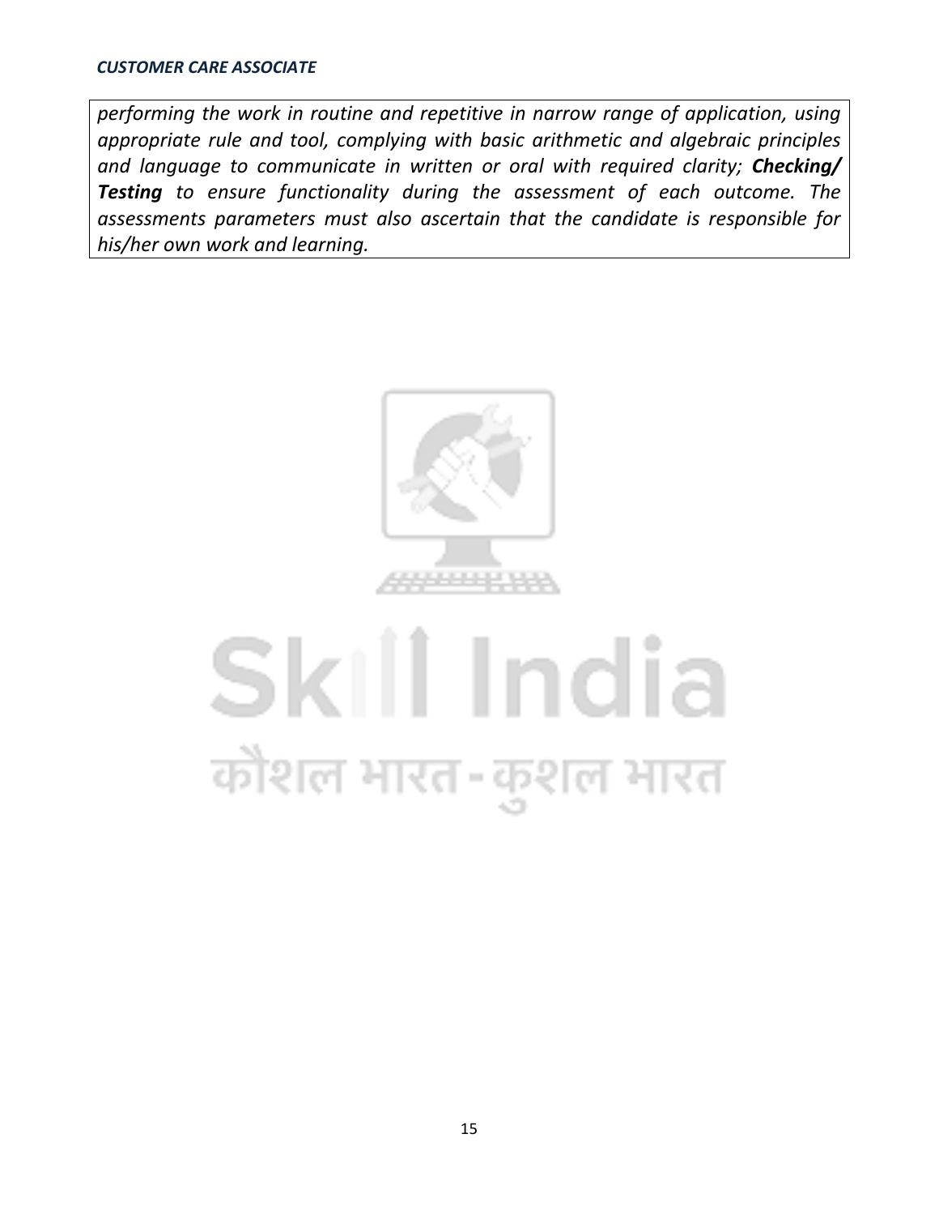*performing the work in routine and repetitive in narrow range of application, using appropriate rule and tool, complying with basic arithmetic and algebraic principles and language to communicate in written or oral with required clarity;* ***Checking/ Testing*** *to ensure functionality during the assessment of each outcome. The assessments parameters must also ascertain that the candidate is responsible for his/her own work and learning.*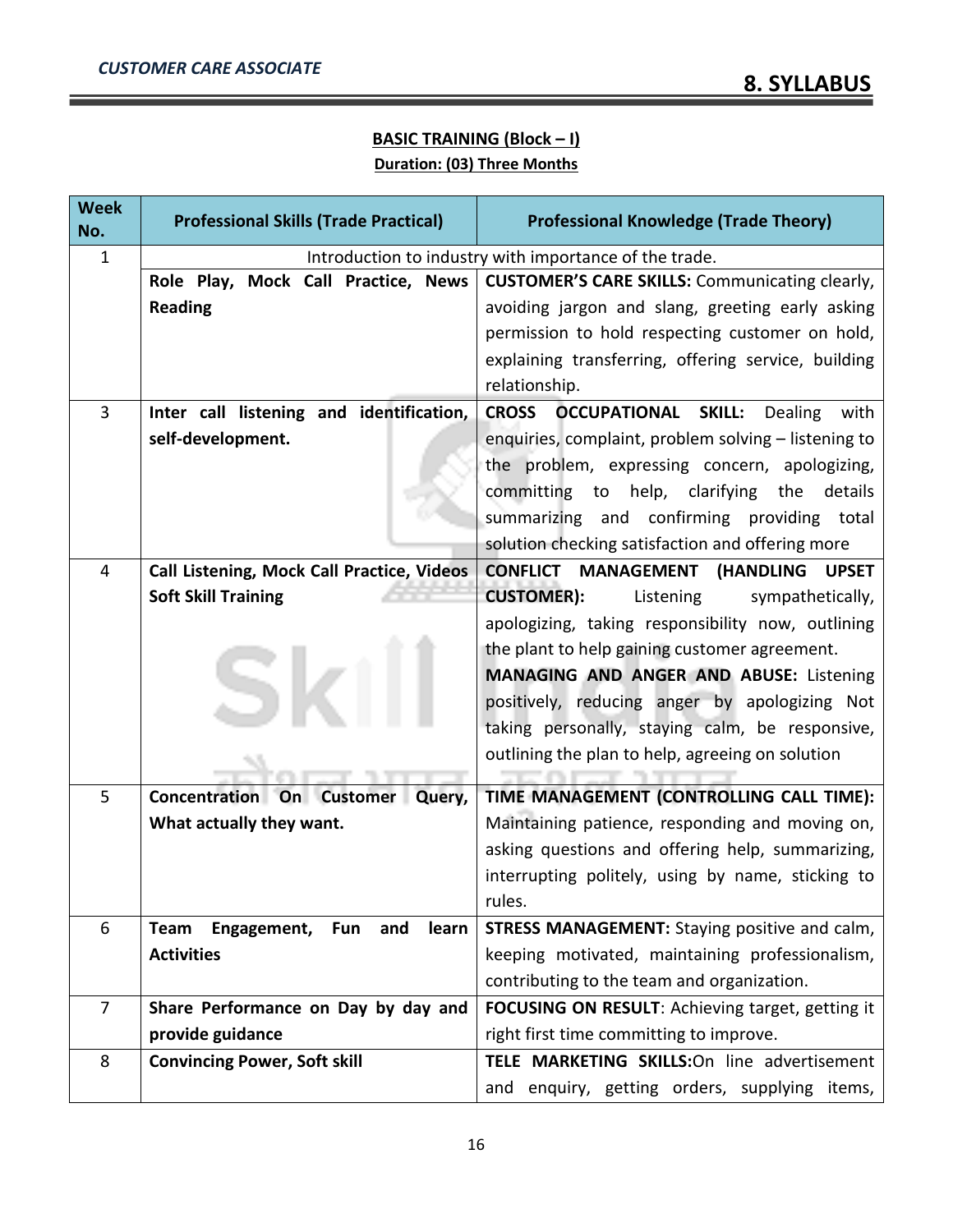## 8. SYLLABUS

**BASIC TRAINING (Block – I)**
**Duration: (03) Three Months**

| Week No. | Professional Skills (Trade Practical) | Professional Knowledge (Trade Theory) |
|---|---|---|
| 1 | Introduction to industry with importance of the trade. | |
| | **Role Play, Mock Call Practice, News Reading** | **CUSTOMER'S CARE SKILLS:** Communicating clearly, avoiding jargon and slang, greeting early asking permission to hold respecting customer on hold, explaining transferring, offering service, building relationship. |
| 3 | **Inter call listening and identification, self-development.** | **CROSS OCCUPATIONAL SKILL:** Dealing with enquiries, complaint, problem solving – listening to the problem, expressing concern, apologizing, committing to help, clarifying the details summarizing and confirming providing total solution checking satisfaction and offering more |
| 4 | **Call Listening, Mock Call Practice, Videos Soft Skill Training** | **CONFLICT MANAGEMENT (HANDLING UPSET CUSTOMER):** Listening sympathetically, apologizing, taking responsibility now, outlining the plant to help gaining customer agreement. **MANAGING AND ANGER AND ABUSE:** Listening positively, reducing anger by apologizing Not taking personally, staying calm, be responsive, outlining the plan to help, agreeing on solution |
| 5 | **Concentration On Customer Query, What actually they want.** | **TIME MANAGEMENT (CONTROLLING CALL TIME):** Maintaining patience, responding and moving on, asking questions and offering help, summarizing, interrupting politely, using by name, sticking to rules. |
| 6 | **Team Engagement, Fun and learn Activities** | **STRESS MANAGEMENT:** Staying positive and calm, keeping motivated, maintaining professionalism, contributing to the team and organization. |
| 7 | **Share Performance on Day by day and provide guidance** | **FOCUSING ON RESULT**: Achieving target, getting it right first time committing to improve. |
| 8 | **Convincing Power, Soft skill** | **TELE MARKETING SKILLS:**On line advertisement and enquiry, getting orders, supplying items, |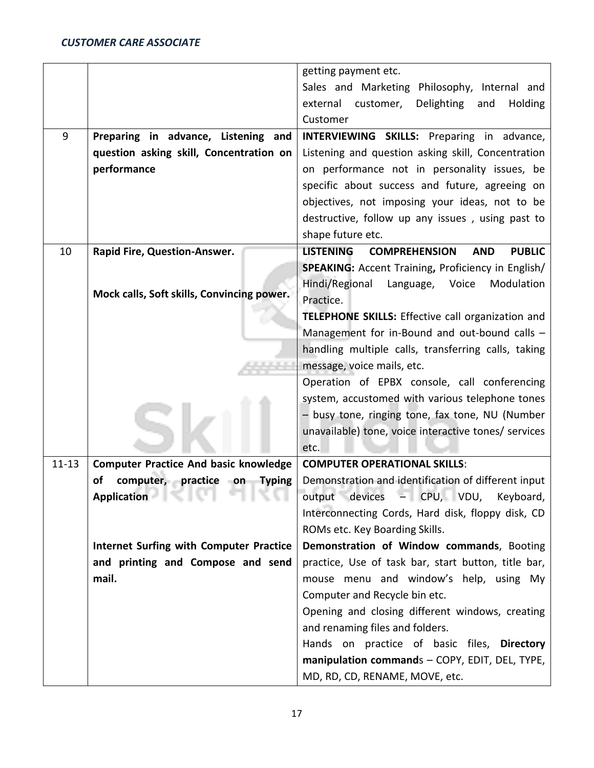| | | getting payment etc.<br>Sales and Marketing Philosophy, Internal and external customer, Delighting and Holding Customer |
|---|---|---|
| 9 | **Preparing in advance, Listening and question asking skill, Concentration on performance** | **INTERVIEWING SKILLS:** Preparing in advance, Listening and question asking skill, Concentration on performance not in personality issues, be specific about success and future, agreeing on objectives, not imposing your ideas, not to be destructive, follow up any issues , using past to shape future etc. |
| 10 | **Rapid Fire, Question-Answer.**<br><br>**Mock calls, Soft skills, Convincing power.** | **LISTENING COMPREHENSION AND PUBLIC SPEAKING:** Accent Training**,** Proficiency in English/ Hindi/Regional Language, Voice Modulation Practice.<br>**TELEPHONE SKILLS:** Effective call organization and Management for in-Bound and out-bound calls – handling multiple calls, transferring calls, taking message, voice mails, etc.<br>Operation of EPBX console, call conferencing system, accustomed with various telephone tones – busy tone, ringing tone, fax tone, NU (Number unavailable) tone, voice interactive tones/ services etc. |
| 11-13 | **Computer Practice And basic knowledge of computer, practice on Typing Application**<br><br>**Internet Surfing with Computer Practice and printing and Compose and send mail.** | **COMPUTER OPERATIONAL SKILLS**:<br>Demonstration and identification of different input output devices – CPU, VDU, Keyboard, Interconnecting Cords, Hard disk, floppy disk, CD ROMs etc. Key Boarding Skills.<br>**Demonstration of Window commands**, Booting practice, Use of task bar, start button, title bar, mouse menu and window's help, using My Computer and Recycle bin etc.<br>Opening and closing different windows, creating and renaming files and folders.<br>Hands on practice of basic files, **Directory manipulation command**s – COPY, EDIT, DEL, TYPE, MD, RD, CD, RENAME, MOVE, etc. |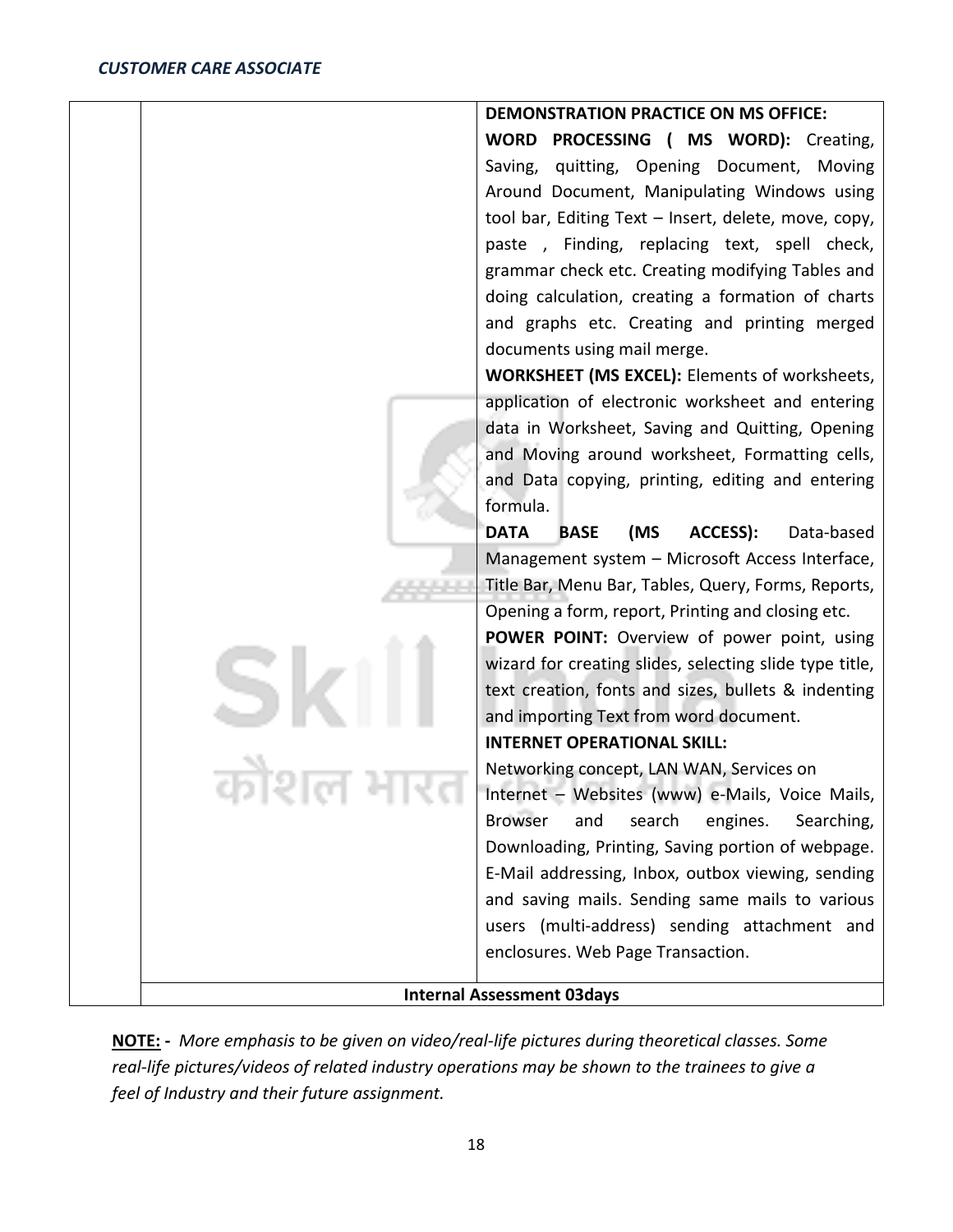| | | |
|---|---|---|
| | | **DEMONSTRATION PRACTICE ON MS OFFICE:** **WORD PROCESSING ( MS WORD):** Creating, Saving, quitting, Opening Document, Moving Around Document, Manipulating Windows using tool bar, Editing Text – Insert, delete, move, copy, paste , Finding, replacing text, spell check, grammar check etc. Creating modifying Tables and doing calculation, creating a formation of charts and graphs etc. Creating and printing merged documents using mail merge. **WORKSHEET (MS EXCEL):** Elements of worksheets, application of electronic worksheet and entering data in Worksheet, Saving and Quitting, Opening and Moving around worksheet, Formatting cells, and Data copying, printing, editing and entering formula. **DATA BASE (MS ACCESS):** Data-based Management system – Microsoft Access Interface, Title Bar, Menu Bar, Tables, Query, Forms, Reports, Opening a form, report, Printing and closing etc. **POWER POINT:** Overview of power point, using wizard for creating slides, selecting slide type title, text creation, fonts and sizes, bullets & indenting and importing Text from word document. **INTERNET OPERATIONAL SKILL:** Networking concept, LAN WAN, Services on Internet – Websites (www) e-Mails, Voice Mails, Browser and search engines. Searching, Downloading, Printing, Saving portion of webpage. E-Mail addressing, Inbox, outbox viewing, sending and saving mails. Sending same mails to various users (multi-address) sending attachment and enclosures. Web Page Transaction. |
| | **Internal Assessment 03days** | |

**NOTE: -** *More emphasis to be given on video/real-life pictures during theoretical classes. Some real-life pictures/videos of related industry operations may be shown to the trainees to give a feel of Industry and their future assignment.*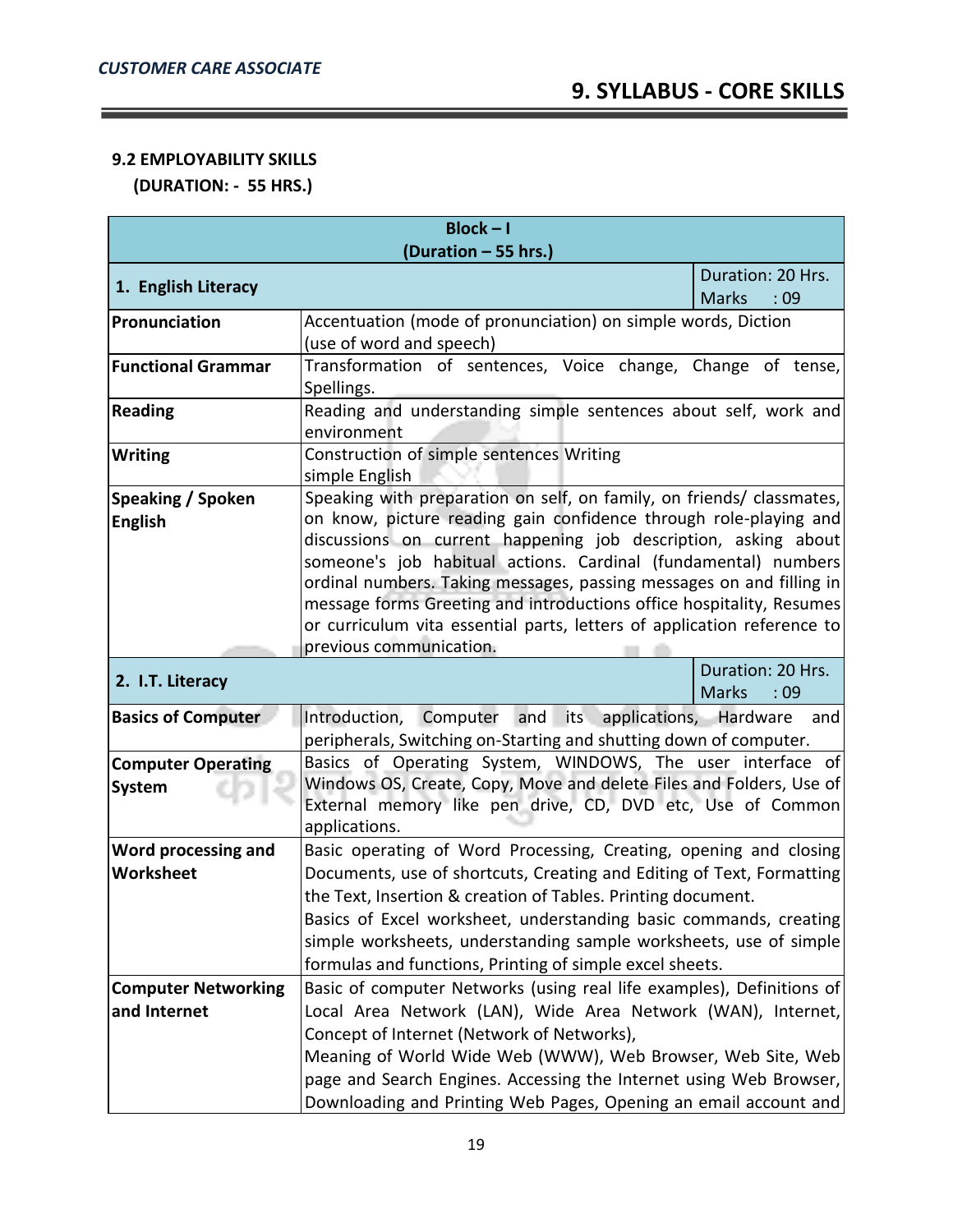## 9.2 EMPLOYABILITY SKILLS

**(DURATION: - 55 HRS.)**

| Block – I (Duration – 55 hrs.) | | |
|---|---|---|
| **1. English Literacy** | | Duration: 20 Hrs. Marks : 09 |
| **Pronunciation** | Accentuation (mode of pronunciation) on simple words, Diction (use of word and speech) | |
| **Functional Grammar** | Transformation of sentences, Voice change, Change of tense, Spellings. | |
| **Reading** | Reading and understanding simple sentences about self, work and environment | |
| **Writing** | Construction of simple sentences Writing simple English | |
| **Speaking / Spoken English** | Speaking with preparation on self, on family, on friends/ classmates, on know, picture reading gain confidence through role-playing and discussions on current happening job description, asking about someone's job habitual actions. Cardinal (fundamental) numbers ordinal numbers. Taking messages, passing messages on and filling in message forms Greeting and introductions office hospitality, Resumes or curriculum vita essential parts, letters of application reference to previous communication. | |
| **2. I.T. Literacy** | | Duration: 20 Hrs. Marks : 09 |
| **Basics of Computer** | Introduction, Computer and its applications, Hardware and peripherals, Switching on-Starting and shutting down of computer. | |
| **Computer Operating System** | Basics of Operating System, WINDOWS, The user interface of Windows OS, Create, Copy, Move and delete Files and Folders, Use of External memory like pen drive, CD, DVD etc, Use of Common applications. | |
| **Word processing and Worksheet** | Basic operating of Word Processing, Creating, opening and closing Documents, use of shortcuts, Creating and Editing of Text, Formatting the Text, Insertion & creation of Tables. Printing document.<br>Basics of Excel worksheet, understanding basic commands, creating simple worksheets, understanding sample worksheets, use of simple formulas and functions, Printing of simple excel sheets. | |
| **Computer Networking and Internet** | Basic of computer Networks (using real life examples), Definitions of Local Area Network (LAN), Wide Area Network (WAN), Internet, Concept of Internet (Network of Networks),<br>Meaning of World Wide Web (WWW), Web Browser, Web Site, Web page and Search Engines. Accessing the Internet using Web Browser, Downloading and Printing Web Pages, Opening an email account and | |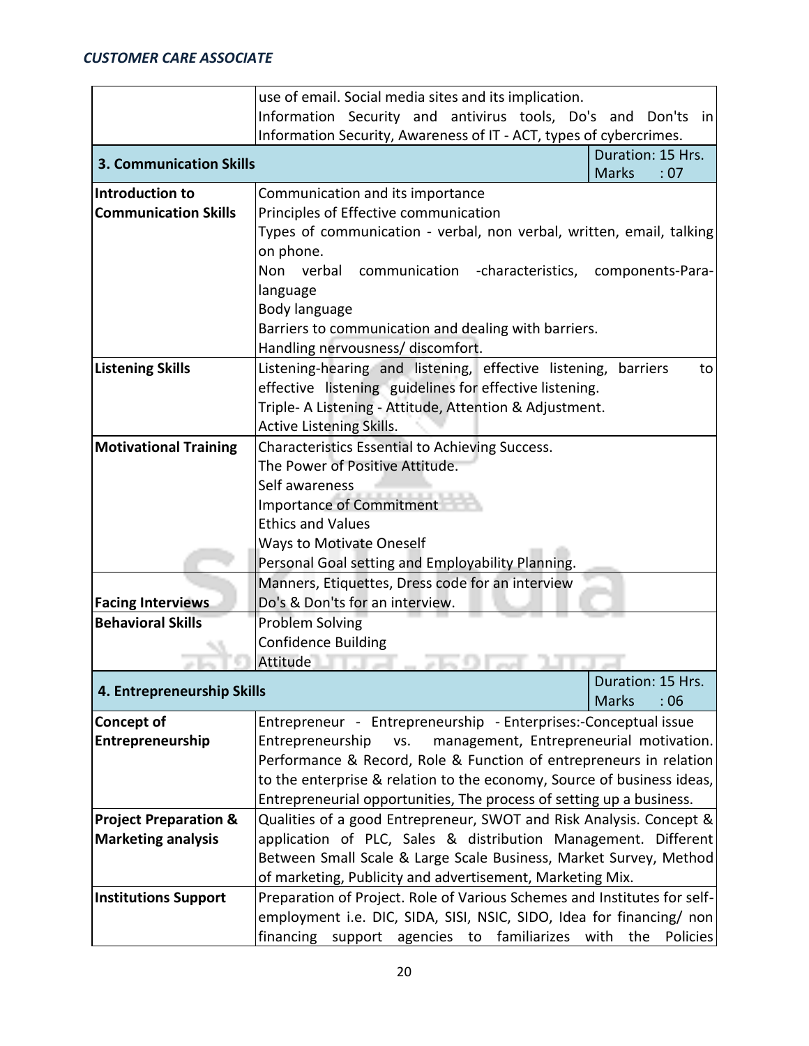| | | |
|---|---|---|
| | use of email. Social media sites and its implication.<br>Information Security and antivirus tools, Do's and Don'ts in Information Security, Awareness of IT - ACT, types of cybercrimes. | |
| **3. Communication Skills** | | Duration: 15 Hrs.<br>Marks : 07 |
| **Introduction to Communication Skills** | Communication and its importance<br>Principles of Effective communication<br>Types of communication - verbal, non verbal, written, email, talking on phone.<br>Non verbal communication -characteristics, components-Para-language<br>Body language<br>Barriers to communication and dealing with barriers.<br>Handling nervousness/ discomfort. | |
| **Listening Skills** | Listening-hearing and listening, effective listening, barriers to effective listening guidelines for effective listening.<br>Triple- A Listening - Attitude, Attention & Adjustment.<br>Active Listening Skills. | |
| **Motivational Training** | Characteristics Essential to Achieving Success.<br>The Power of Positive Attitude.<br>Self awareness<br>Importance of Commitment<br>Ethics and Values<br>Ways to Motivate Oneself<br>Personal Goal setting and Employability Planning. | |
| **Facing Interviews** | Manners, Etiquettes, Dress code for an interview<br>Do's & Don'ts for an interview. | |
| **Behavioral Skills** | Problem Solving<br>Confidence Building<br>Attitude | |
| **4. Entrepreneurship Skills** | | Duration: 15 Hrs.<br>Marks : 06 |
| **Concept of Entrepreneurship** | Entrepreneur - Entrepreneurship - Enterprises:-Conceptual issue Entrepreneurship vs. management, Entrepreneurial motivation. Performance & Record, Role & Function of entrepreneurs in relation to the enterprise & relation to the economy, Source of business ideas, Entrepreneurial opportunities, The process of setting up a business. | |
| **Project Preparation & Marketing analysis** | Qualities of a good Entrepreneur, SWOT and Risk Analysis. Concept & application of PLC, Sales & distribution Management. Different Between Small Scale & Large Scale Business, Market Survey, Method of marketing, Publicity and advertisement, Marketing Mix. | |
| **Institutions Support** | Preparation of Project. Role of Various Schemes and Institutes for self-employment i.e. DIC, SIDA, SISI, NSIC, SIDO, Idea for financing/ non financing support agencies to familiarizes with the Policies | |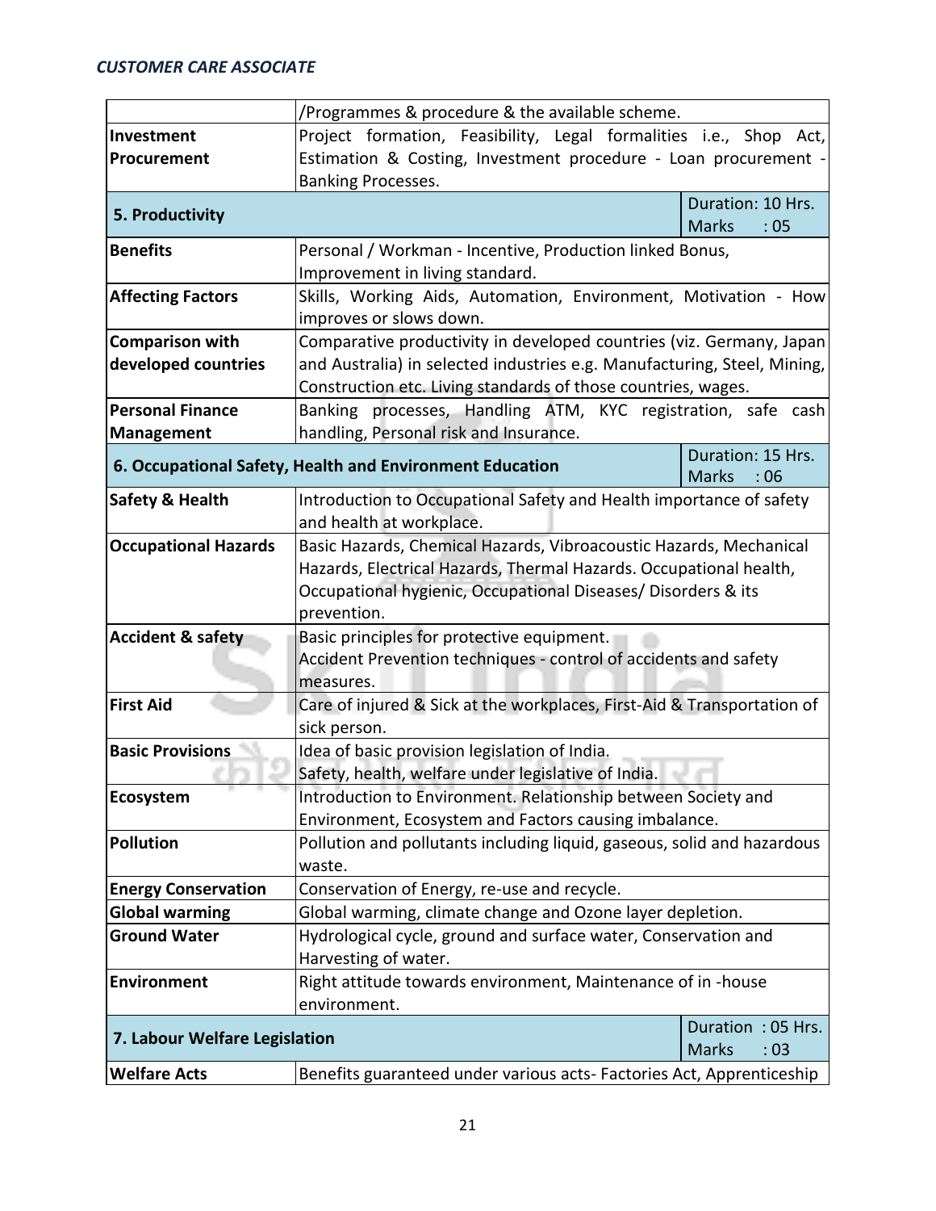| | | |
|---|---|---|
| | /Programmes & procedure & the available scheme. | |
| **Investment Procurement** | Project formation, Feasibility, Legal formalities i.e., Shop Act, Estimation & Costing, Investment procedure - Loan procurement - Banking Processes. | |
| **5. Productivity** | | Duration: 10 Hrs. Marks : 05 |
| **Benefits** | Personal / Workman - Incentive, Production linked Bonus, Improvement in living standard. | |
| **Affecting Factors** | Skills, Working Aids, Automation, Environment, Motivation - How improves or slows down. | |
| **Comparison with developed countries** | Comparative productivity in developed countries (viz. Germany, Japan and Australia) in selected industries e.g. Manufacturing, Steel, Mining, Construction etc. Living standards of those countries, wages. | |
| **Personal Finance Management** | Banking processes, Handling ATM, KYC registration, safe cash handling, Personal risk and Insurance. | |
| **6. Occupational Safety, Health and Environment Education** | | Duration: 15 Hrs. Marks : 06 |
| **Safety & Health** | Introduction to Occupational Safety and Health importance of safety and health at workplace. | |
| **Occupational Hazards** | Basic Hazards, Chemical Hazards, Vibroacoustic Hazards, Mechanical Hazards, Electrical Hazards, Thermal Hazards. Occupational health, Occupational hygienic, Occupational Diseases/ Disorders & its prevention. | |
| **Accident & safety** | Basic principles for protective equipment. Accident Prevention techniques - control of accidents and safety measures. | |
| **First Aid** | Care of injured & Sick at the workplaces, First-Aid & Transportation of sick person. | |
| **Basic Provisions** | Idea of basic provision legislation of India. Safety, health, welfare under legislative of India. | |
| **Ecosystem** | Introduction to Environment. Relationship between Society and Environment, Ecosystem and Factors causing imbalance. | |
| **Pollution** | Pollution and pollutants including liquid, gaseous, solid and hazardous waste. | |
| **Energy Conservation** | Conservation of Energy, re-use and recycle. | |
| **Global warming** | Global warming, climate change and Ozone layer depletion. | |
| **Ground Water** | Hydrological cycle, ground and surface water, Conservation and Harvesting of water. | |
| **Environment** | Right attitude towards environment, Maintenance of in -house environment. | |
| **7. Labour Welfare Legislation** | | Duration : 05 Hrs. Marks : 03 |
| **Welfare Acts** | Benefits guaranteed under various acts- Factories Act, Apprenticeship | |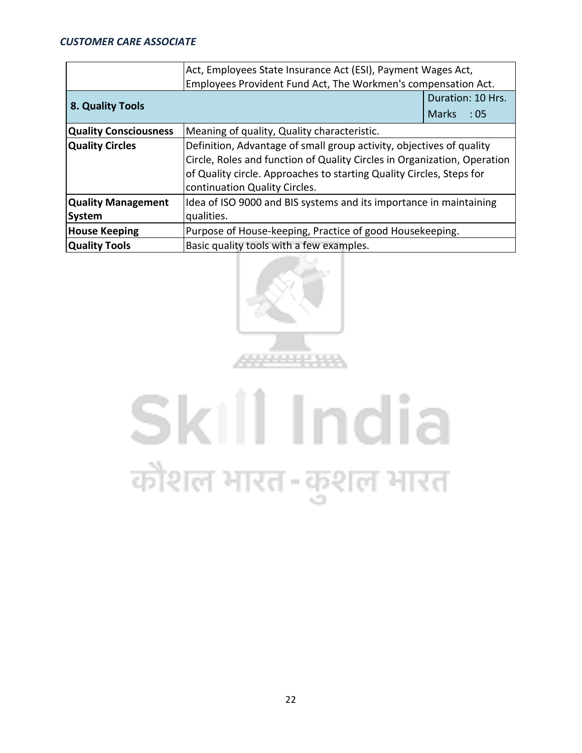| | | |
|---|---|---|
| | Act, Employees State Insurance Act (ESI), Payment Wages Act, Employees Provident Fund Act, The Workmen's compensation Act. | |
| **8. Quality Tools** | | Duration: 10 Hrs. Marks : 05 |
| **Quality Consciousness** | Meaning of quality, Quality characteristic. | |
| **Quality Circles** | Definition, Advantage of small group activity, objectives of quality Circle, Roles and function of Quality Circles in Organization, Operation of Quality circle. Approaches to starting Quality Circles, Steps for continuation Quality Circles. | |
| **Quality Management System** | Idea of ISO 9000 and BIS systems and its importance in maintaining qualities. | |
| **House Keeping** | Purpose of House-keeping, Practice of good Housekeeping. | |
| **Quality Tools** | Basic quality tools with a few examples. | |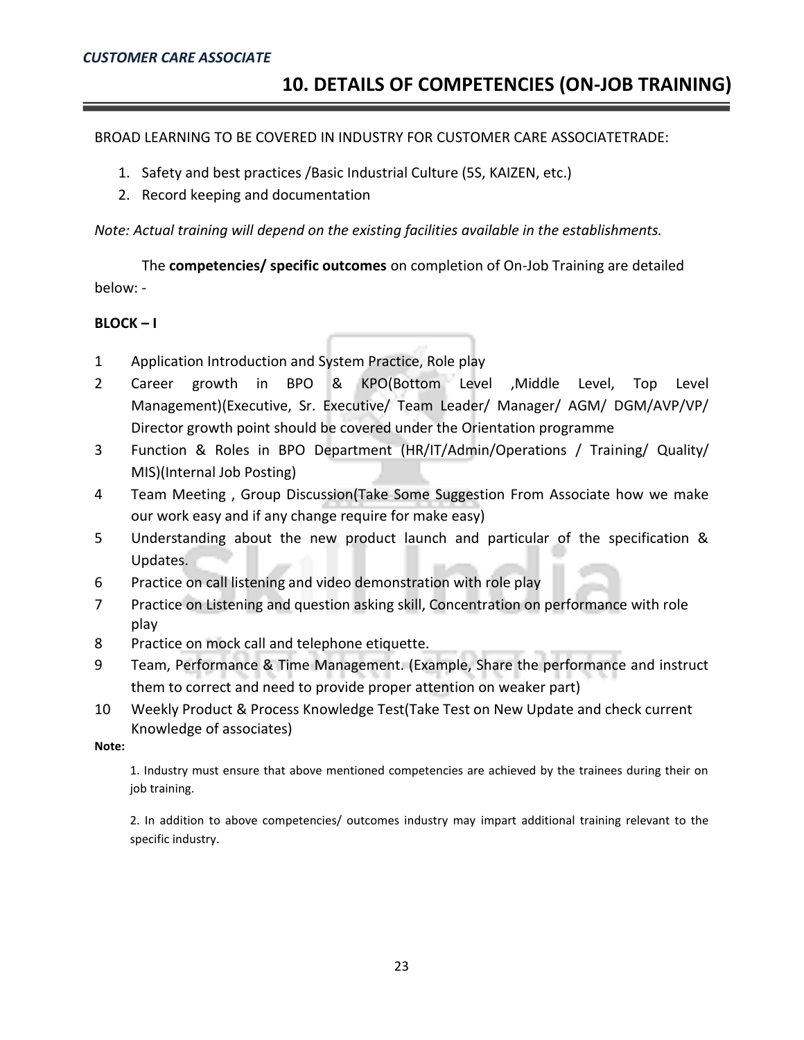## 10. DETAILS OF COMPETENCIES (ON-JOB TRAINING)

BROAD LEARNING TO BE COVERED IN INDUSTRY FOR CUSTOMER CARE ASSOCIATETRADE:

1. Safety and best practices /Basic Industrial Culture (5S, KAIZEN, etc.)
2. Record keeping and documentation

*Note: Actual training will depend on the existing facilities available in the establishments.*

The **competencies/ specific outcomes** on completion of On-Job Training are detailed below: -

**BLOCK – I**

1. Application Introduction and System Practice, Role play
2. Career growth in BPO & KPO(Bottom Level ,Middle Level, Top Level Management)(Executive, Sr. Executive/ Team Leader/ Manager/ AGM/ DGM/AVP/VP/ Director growth point should be covered under the Orientation programme
3. Function & Roles in BPO Department (HR/IT/Admin/Operations / Training/ Quality/ MIS)(Internal Job Posting)
4. Team Meeting , Group Discussion(Take Some Suggestion From Associate how we make our work easy and if any change require for make easy)
5. Understanding about the new product launch and particular of the specification & Updates.
6. Practice on call listening and video demonstration with role play
7. Practice on Listening and question asking skill, Concentration on performance with role play
8. Practice on mock call and telephone etiquette.
9. Team, Performance & Time Management. (Example, Share the performance and instruct them to correct and need to provide proper attention on weaker part)
10. Weekly Product & Process Knowledge Test(Take Test on New Update and check current Knowledge of associates)

**Note:**

1. Industry must ensure that above mentioned competencies are achieved by the trainees during their on job training.

2. In addition to above competencies/ outcomes industry may impart additional training relevant to the specific industry.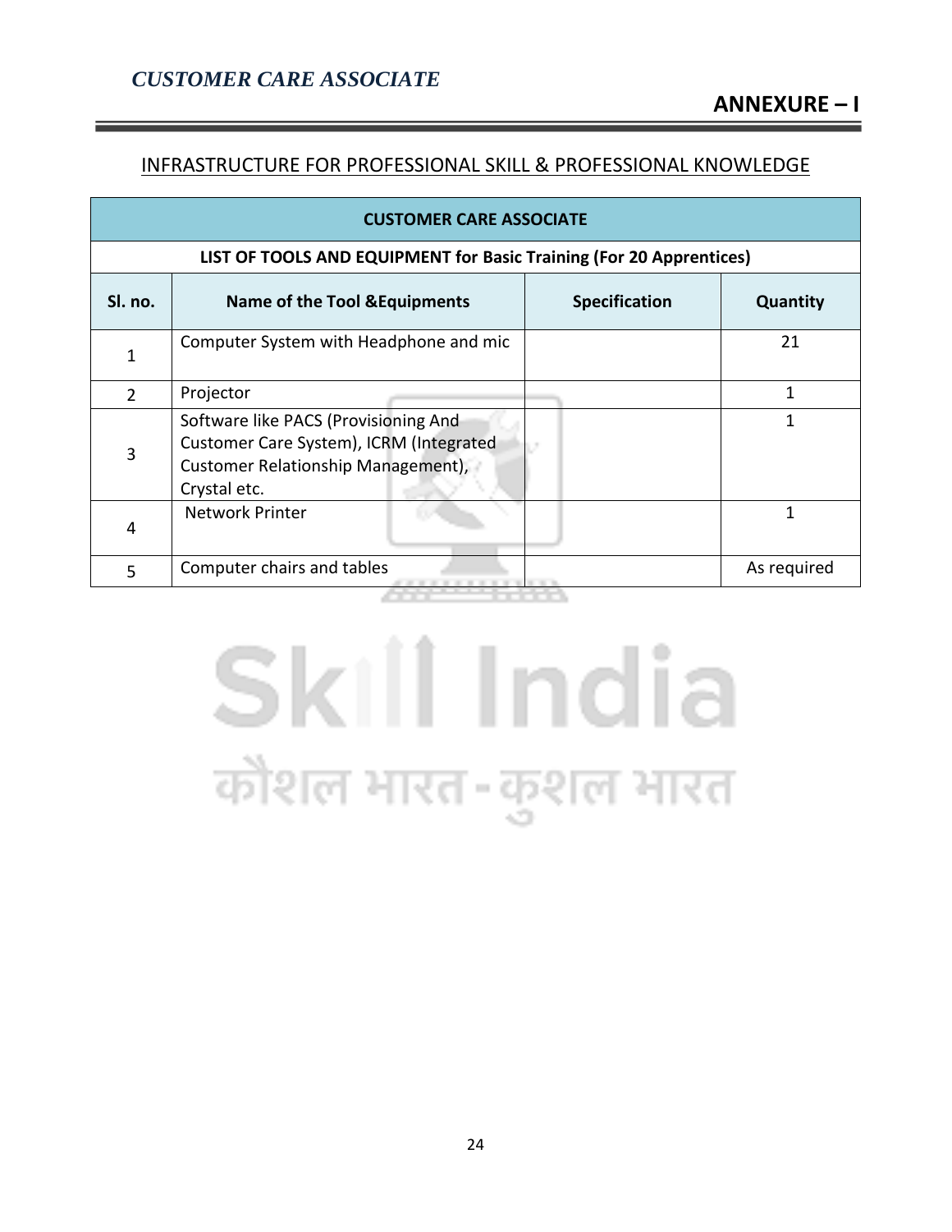# ANNEXURE – I

## INFRASTRUCTURE FOR PROFESSIONAL SKILL & PROFESSIONAL KNOWLEDGE

| CUSTOMER CARE ASSOCIATE | | | |
|---|---|---|---|
| **LIST OF TOOLS AND EQUIPMENT for Basic Training (For 20 Apprentices)** | | | |
| **Sl. no.** | **Name of the Tool &Equipments** | **Specification** | **Quantity** |
| 1 | Computer System with Headphone and mic | | 21 |
| 2 | Projector | | 1 |
| 3 | Software like PACS (Provisioning And Customer Care System), ICRM (Integrated Customer Relationship Management), Crystal etc. | | 1 |
| 4 | Network Printer | | 1 |
| 5 | Computer chairs and tables | | As required |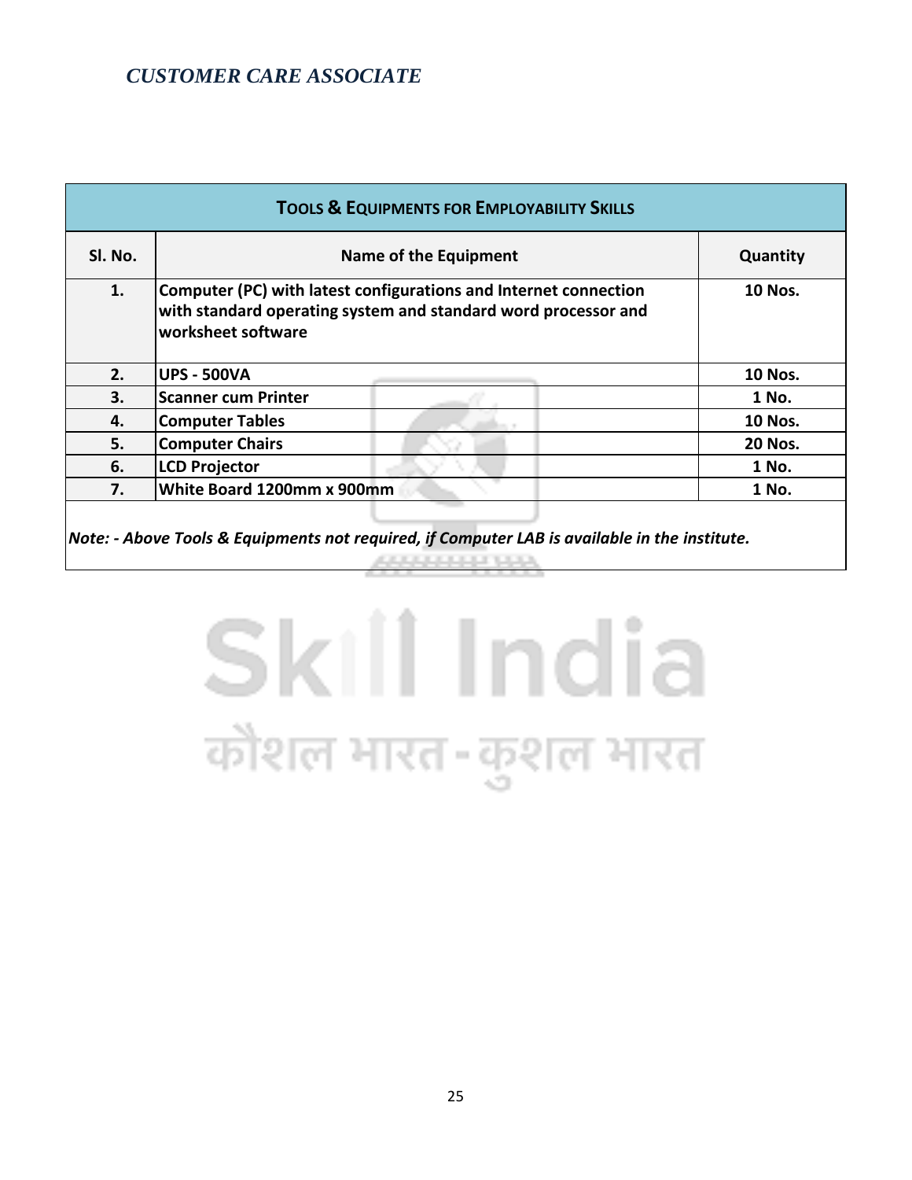| TOOLS & EQUIPMENTS FOR EMPLOYABILITY SKILLS | | |
|---|---|---|
| **Sl. No.** | **Name of the Equipment** | **Quantity** |
| **1.** | **Computer (PC) with latest configurations and Internet connection with standard operating system and standard word processor and worksheet software** | **10 Nos.** |
| **2.** | **UPS - 500VA** | **10 Nos.** |
| **3.** | **Scanner cum Printer** | **1 No.** |
| **4.** | **Computer Tables** | **10 Nos.** |
| **5.** | **Computer Chairs** | **20 Nos.** |
| **6.** | **LCD Projector** | **1 No.** |
| **7.** | **White Board 1200mm x 900mm** | **1 No.** |

***Note: - Above Tools & Equipments not required, if Computer LAB is available in the institute.***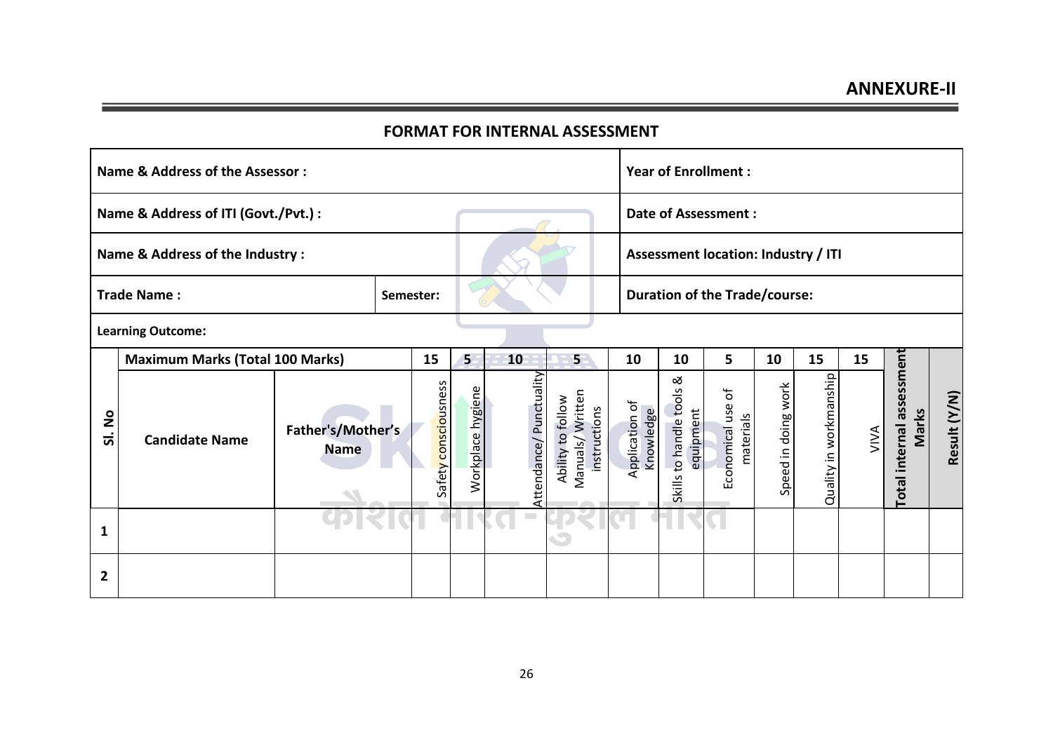## ANNEXURE-II

### FORMAT FOR INTERNAL ASSESSMENT

| | |
|---|---|
| **Name & Address of the Assessor :** | **Year of Enrollment :** |
| **Name & Address of ITI (Govt./Pvt.) :** | **Date of Assessment :** |
| **Name & Address of the Industry :** | **Assessment location: Industry / ITI** |
| **Trade Name :** **Semester:** | **Duration of the Trade/course:** |
| **Learning Outcome:** | |

| Sl. No | Candidate Name | Father's/Mother's Name | Safety consciousness | Workplace hygiene | Attendance/ Punctuality | Ability to follow Manuals/ Written instructions | Application of Knowledge | Skills to handle tools & equipment | Economical use of materials | Speed in doing work | Quality in workmanship | VIVA | Total internal assessment Marks | Result (Y/N) |
|---|---|---|---|---|---|---|---|---|---|---|---|---|---|---|
| | **Maximum Marks (Total 100 Marks)** | | 15 | 5 | 10 | 5 | 10 | 10 | 5 | 10 | 15 | 15 | | |
| 1 | | | | | | | | | | | | | | |
| 2 | | | | | | | | | | | | | | |